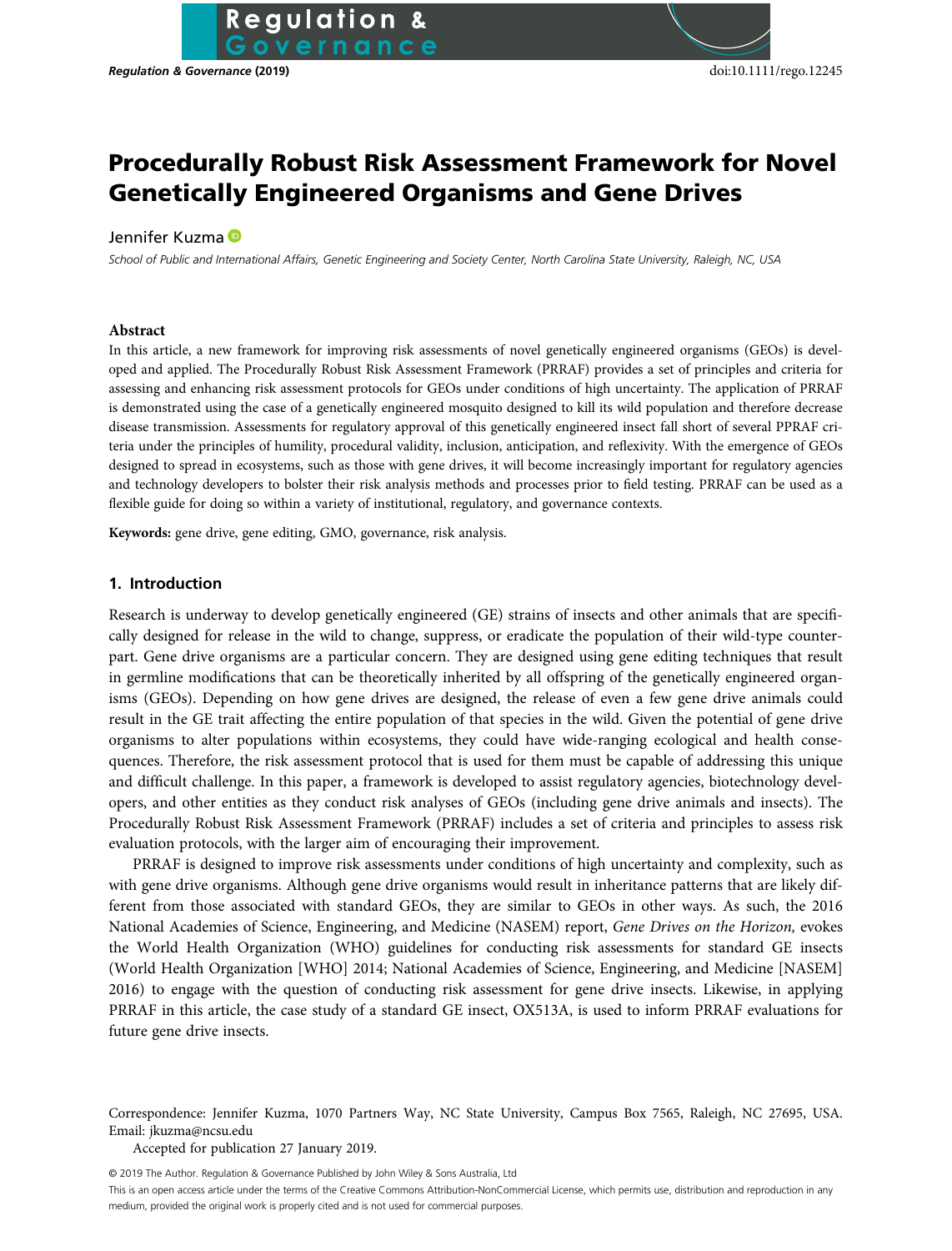# Procedurally Robust Risk Assessment Framework for Novel Genetically Engineered Organisms and Gene Drives

Jennifer Kuzma

*School of Public and International Affairs, Genetic Engineering and Society Center, North Carolina State University, Raleigh, NC, USA*

## Abstract

In this article, a new framework for improving risk assessments of novel genetically engineered organisms (GEOs) is developed and applied. The Procedurally Robust Risk Assessment Framework (PRRAF) provides a set of principles and criteria for assessing and enhancing risk assessment protocols for GEOs under conditions of high uncertainty. The application of PRRAF is demonstrated using the case of a genetically engineered mosquito designed to kill its wild population and therefore decrease disease transmission. Assessments for regulatory approval of this genetically engineered insect fall short of several PPRAF criteria under the principles of humility, procedural validity, inclusion, anticipation, and reflexivity. With the emergence of GEOs designed to spread in ecosystems, such as those with gene drives, it will become increasingly important for regulatory agencies and technology developers to bolster their risk analysis methods and processes prior to field testing. PRRAF can be used as a flexible guide for doing so within a variety of institutional, regulatory, and governance contexts.

**Keywords:** gene drive, gene editing, GMO, governance, risk analysis.

## 1. Introduction

Research is underway to develop genetically engineered (GE) strains of insects and other animals that are specifically designed for release in the wild to change, suppress, or eradicate the population of their wild-type counterpart. Gene drive organisms are a particular concern. They are designed using gene editing techniques that result in germline modifications that can be theoretically inherited by all offspring of the genetically engineered organisms (GEOs). Depending on how gene drives are designed, the release of even a few gene drive animals could result in the GE trait affecting the entire population of that species in the wild. Given the potential of gene drive organisms to alter populations within ecosystems, they could have wide-ranging ecological and health consequences. Therefore, the risk assessment protocol that is used for them must be capable of addressing this unique and difficult challenge. In this paper, a framework is developed to assist regulatory agencies, biotechnology developers, and other entities as they conduct risk analyses of GEOs (including gene drive animals and insects). The Procedurally Robust Risk Assessment Framework (PRRAF) includes a set of criteria and principles to assess risk evaluation protocols, with the larger aim of encouraging their improvement.

PRRAF is designed to improve risk assessments under conditions of high uncertainty and complexity, such as with gene drive organisms. Although gene drive organisms would result in inheritance patterns that are likely different from those associated with standard GEOs, they are similar to GEOs in other ways. As such, the 2016 National Academies of Science, Engineering, and Medicine (NASEM) report, *Gene Drives on the Horizon,* evokes the World Health Organization (WHO) guidelines for conducting risk assessments for standard GE insects (World Health Organization [WHO] 2014; National Academies of Science, Engineering, and Medicine [NASEM] 2016) to engage with the question of conducting risk assessment for gene drive insects. Likewise, in applying PRRAF in this article, the case study of a standard GE insect, OX513A, is used to inform PRRAF evaluations for future gene drive insects.

Correspondence: Jennifer Kuzma, 1070 Partners Way, NC State University, Campus Box 7565, Raleigh, NC 27695, USA. Email: jkuzma@ncsu.edu

Accepted for publication 27 January 2019.

© 2019 The Author. Regulation & Governance Published by John Wiley & Sons Australia, Ltd

This is an open access article under the terms of the Creative Commons Attribution-NonCommercial License, which permits use, distribution and reproduction in any medium, provided the original work is properly cited and is not used for commercial purposes.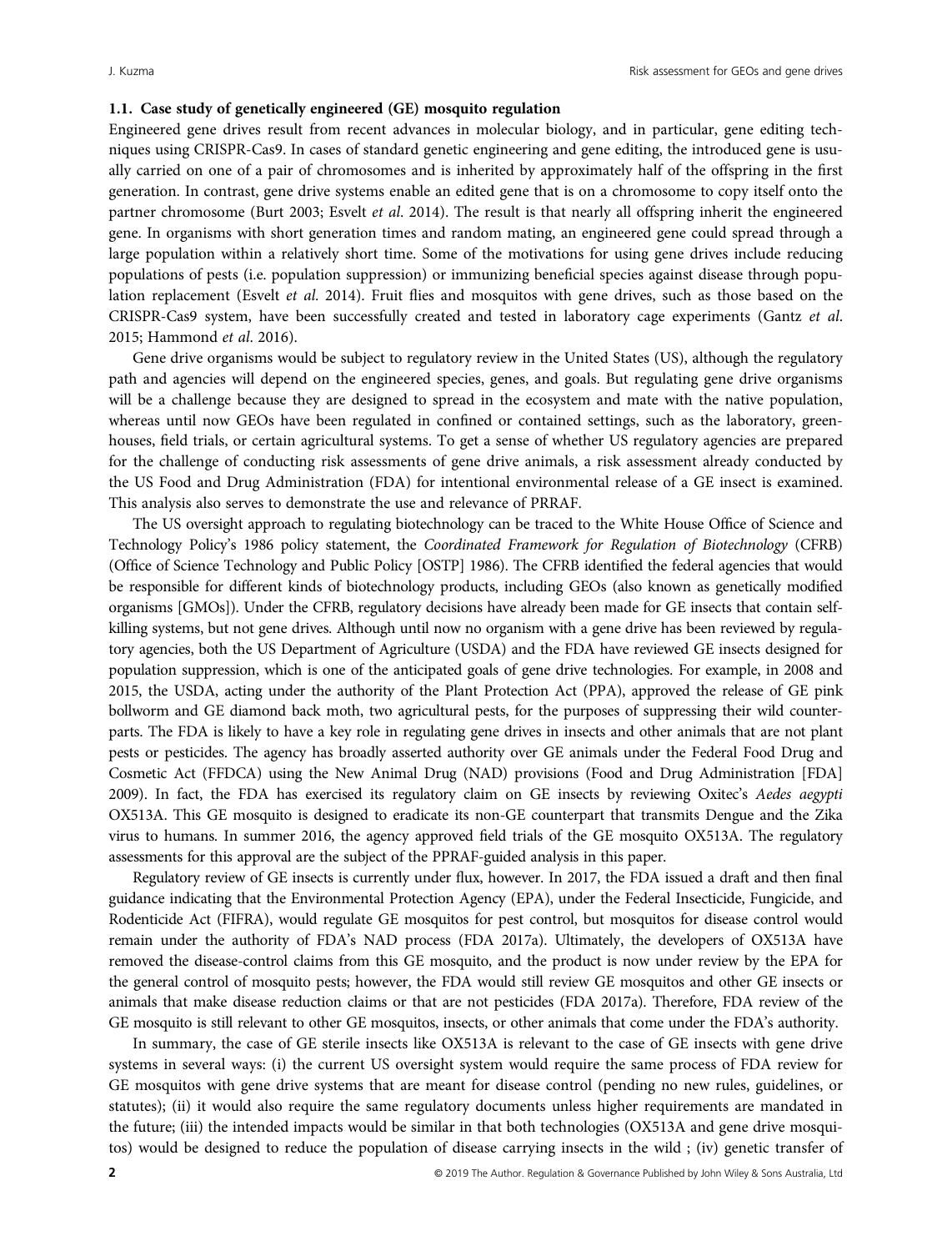### 1.1. Case study of genetically engineered (GE) mosquito regulation

Engineered gene drives result from recent advances in molecular biology, and in particular, gene editing techniques using CRISPR-Cas9. In cases of standard genetic engineering and gene editing, the introduced gene is usually carried on one of a pair of chromosomes and is inherited by approximately half of the offspring in the first generation. In contrast, gene drive systems enable an edited gene that is on a chromosome to copy itself onto the partner chromosome (Burt 2003; Esvelt *et al*. 2014). The result is that nearly all offspring inherit the engineered gene. In organisms with short generation times and random mating, an engineered gene could spread through a large population within a relatively short time. Some of the motivations for using gene drives include reducing populations of pests (i.e. population suppression) or immunizing beneficial species against disease through population replacement (Esvelt *et al*. 2014). Fruit flies and mosquitos with gene drives, such as those based on the CRISPR-Cas9 system, have been successfully created and tested in laboratory cage experiments (Gantz *et al*. 2015; Hammond *et al*. 2016).

Gene drive organisms would be subject to regulatory review in the United States (US), although the regulatory path and agencies will depend on the engineered species, genes, and goals. But regulating gene drive organisms will be a challenge because they are designed to spread in the ecosystem and mate with the native population, whereas until now GEOs have been regulated in confined or contained settings, such as the laboratory, greenhouses, field trials, or certain agricultural systems. To get a sense of whether US regulatory agencies are prepared for the challenge of conducting risk assessments of gene drive animals, a risk assessment already conducted by the US Food and Drug Administration (FDA) for intentional environmental release of a GE insect is examined. This analysis also serves to demonstrate the use and relevance of PRRAF.

The US oversight approach to regulating biotechnology can be traced to the White House Office of Science and Technology Policy's 1986 policy statement, the *Coordinated Framework for Regulation of Biotechnology* (CFRB) (Office of Science Technology and Public Policy [OSTP] 1986). The CFRB identified the federal agencies that would be responsible for different kinds of biotechnology products, including GEOs (also known as genetically modified organisms [GMOs]). Under the CFRB, regulatory decisions have already been made for GE insects that contain self-killing systems, but not gene drives. Although until now no organism with a gene drive has been reviewed by regulatory agencies, both the US Department of Agriculture (USDA) and the FDA have reviewed GE insects designed for population suppression, which is one of the anticipated goals of gene drive technologies. For example, in 2008 and 2015, the USDA, acting under the authority of the Plant Protection Act (PPA), approved the release of GE pink bollworm and GE diamond back moth, two agricultural pests, for the purposes of suppressing their wild counterparts. The FDA is likely to have a key role in regulating gene drives in insects and other animals that are not plant pests or pesticides. The agency has broadly asserted authority over GE animals under the Federal Food Drug and Cosmetic Act (FFDCA) using the New Animal Drug (NAD) provisions (Food and Drug Administration [FDA] 2009). In fact, the FDA has exercised its regulatory claim on GE insects by reviewing Oxitec's *Aedes aegypti* OX513A. This GE mosquito is designed to eradicate its non-GE counterpart that transmits Dengue and the Zika virus to humans. In summer 2016, the agency approved field trials of the GE mosquito OX513A. The regulatory assessments for this approval are the subject of the PPRAF-guided analysis in this paper.

Regulatory review of GE insects is currently under flux, however. In 2017, the FDA issued a draft and then final guidance indicating that the Environmental Protection Agency (EPA), under the Federal Insecticide, Fungicide, and Rodenticide Act (FIFRA), would regulate GE mosquitos for pest control, but mosquitos for disease control would remain under the authority of FDA's NAD process (FDA 2017a). Ultimately, the developers of OX513A have removed the disease-control claims from this GE mosquito, and the product is now under review by the EPA for the general control of mosquito pests; however, the FDA would still review GE mosquitos and other GE insects or animals that make disease reduction claims or that are not pesticides (FDA 2017a). Therefore, FDA review of the GE mosquito is still relevant to other GE mosquitos, insects, or other animals that come under the FDA's authority.

In summary, the case of GE sterile insects like OX513A is relevant to the case of GE insects with gene drive systems in several ways: (i) the current US oversight system would require the same process of FDA review for GE mosquitos with gene drive systems that are meant for disease control (pending no new rules, guidelines, or statutes); (ii) it would also require the same regulatory documents unless higher requirements are mandated in the future; (iii) the intended impacts would be similar in that both technologies (OX513A and gene drive mosquitos) would be designed to reduce the population of disease carrying insects in the wild ; (iv) genetic transfer of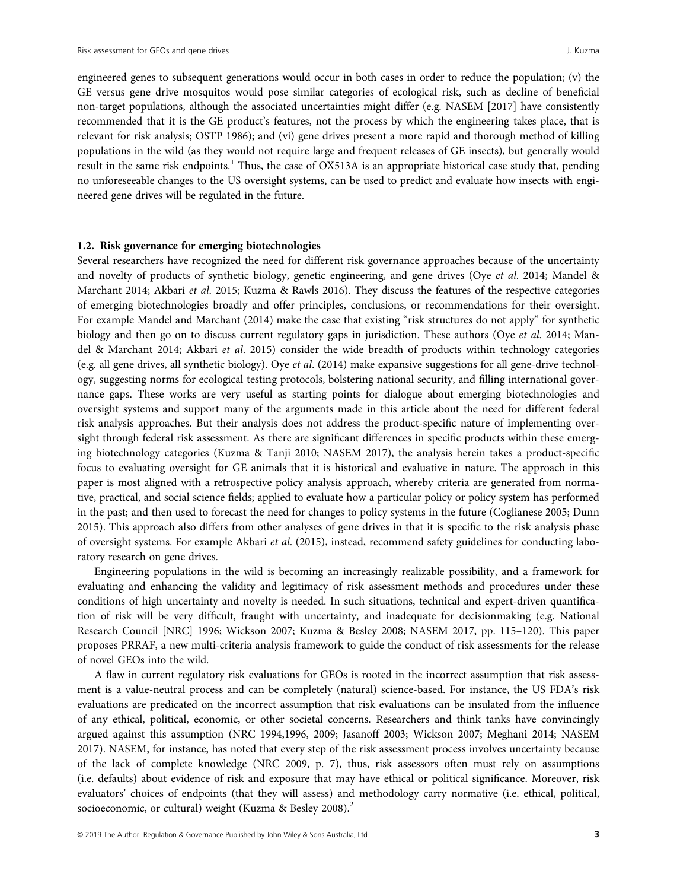engineered genes to subsequent generations would occur in both cases in order to reduce the population; (v) the GE versus gene drive mosquitos would pose similar categories of ecological risk, such as decline of beneficial non-target populations, although the associated uncertainties might differ (e.g. NASEM [2017] have consistently recommended that it is the GE product's features, not the process by which the engineering takes place, that is relevant for risk analysis; OSTP 1986); and (vi) gene drives present a more rapid and thorough method of killing populations in the wild (as they would not require large and frequent releases of GE insects), but generally would result in the same risk endpoints.[1] Thus, the case of OX513A is an appropriate historical case study that, pending no unforeseeable changes to the US oversight systems, can be used to predict and evaluate how insects with engineered gene drives will be regulated in the future.

### 1.2. Risk governance for emerging biotechnologies

Several researchers have recognized the need for different risk governance approaches because of the uncertainty and novelty of products of synthetic biology, genetic engineering, and gene drives (Oye *et al*. 2014; Mandel & Marchant 2014; Akbari *et al*. 2015; Kuzma & Rawls 2016). They discuss the features of the respective categories of emerging biotechnologies broadly and offer principles, conclusions, or recommendations for their oversight. For example Mandel and Marchant (2014) make the case that existing "risk structures do not apply" for synthetic biology and then go on to discuss current regulatory gaps in jurisdiction. These authors (Oye *et al*. 2014; Mandel & Marchant 2014; Akbari *et al*. 2015) consider the wide breadth of products within technology categories (e.g. all gene drives, all synthetic biology). Oye *et al*. (2014) make expansive suggestions for all gene-drive technology, suggesting norms for ecological testing protocols, bolstering national security, and filling international governance gaps. These works are very useful as starting points for dialogue about emerging biotechnologies and oversight systems and support many of the arguments made in this article about the need for different federal risk analysis approaches. But their analysis does not address the product-specific nature of implementing oversight through federal risk assessment. As there are significant differences in specific products within these emerging biotechnology categories (Kuzma & Tanji 2010; NASEM 2017), the analysis herein takes a product-specific focus to evaluating oversight for GE animals that it is historical and evaluative in nature. The approach in this paper is most aligned with a retrospective policy analysis approach, whereby criteria are generated from normative, practical, and social science fields; applied to evaluate how a particular policy or policy system has performed in the past; and then used to forecast the need for changes to policy systems in the future (Coglianese 2005; Dunn 2015). This approach also differs from other analyses of gene drives in that it is specific to the risk analysis phase of oversight systems. For example Akbari *et al*. (2015), instead, recommend safety guidelines for conducting laboratory research on gene drives.

Engineering populations in the wild is becoming an increasingly realizable possibility, and a framework for evaluating and enhancing the validity and legitimacy of risk assessment methods and procedures under these conditions of high uncertainty and novelty is needed. In such situations, technical and expert-driven quantification of risk will be very difficult, fraught with uncertainty, and inadequate for decisionmaking (e.g. National Research Council [NRC] 1996; Wickson 2007; Kuzma & Besley 2008; NASEM 2017, pp. 115–120). This paper proposes PRRAF, a new multi-criteria analysis framework to guide the conduct of risk assessments for the release of novel GEOs into the wild.

A flaw in current regulatory risk evaluations for GEOs is rooted in the incorrect assumption that risk assessment is a value-neutral process and can be completely (natural) science-based. For instance, the US FDA's risk evaluations are predicated on the incorrect assumption that risk evaluations can be insulated from the influence of any ethical, political, economic, or other societal concerns. Researchers and think tanks have convincingly argued against this assumption (NRC 1994,1996, 2009; Jasanoff 2003; Wickson 2007; Meghani 2014; NASEM 2017). NASEM, for instance, has noted that every step of the risk assessment process involves uncertainty because of the lack of complete knowledge (NRC 2009, p. 7), thus, risk assessors often must rely on assumptions (i.e. defaults) about evidence of risk and exposure that may have ethical or political significance. Moreover, risk evaluators' choices of endpoints (that they will assess) and methodology carry normative (i.e. ethical, political, socioeconomic, or cultural) weight (Kuzma & Besley 2008).[2]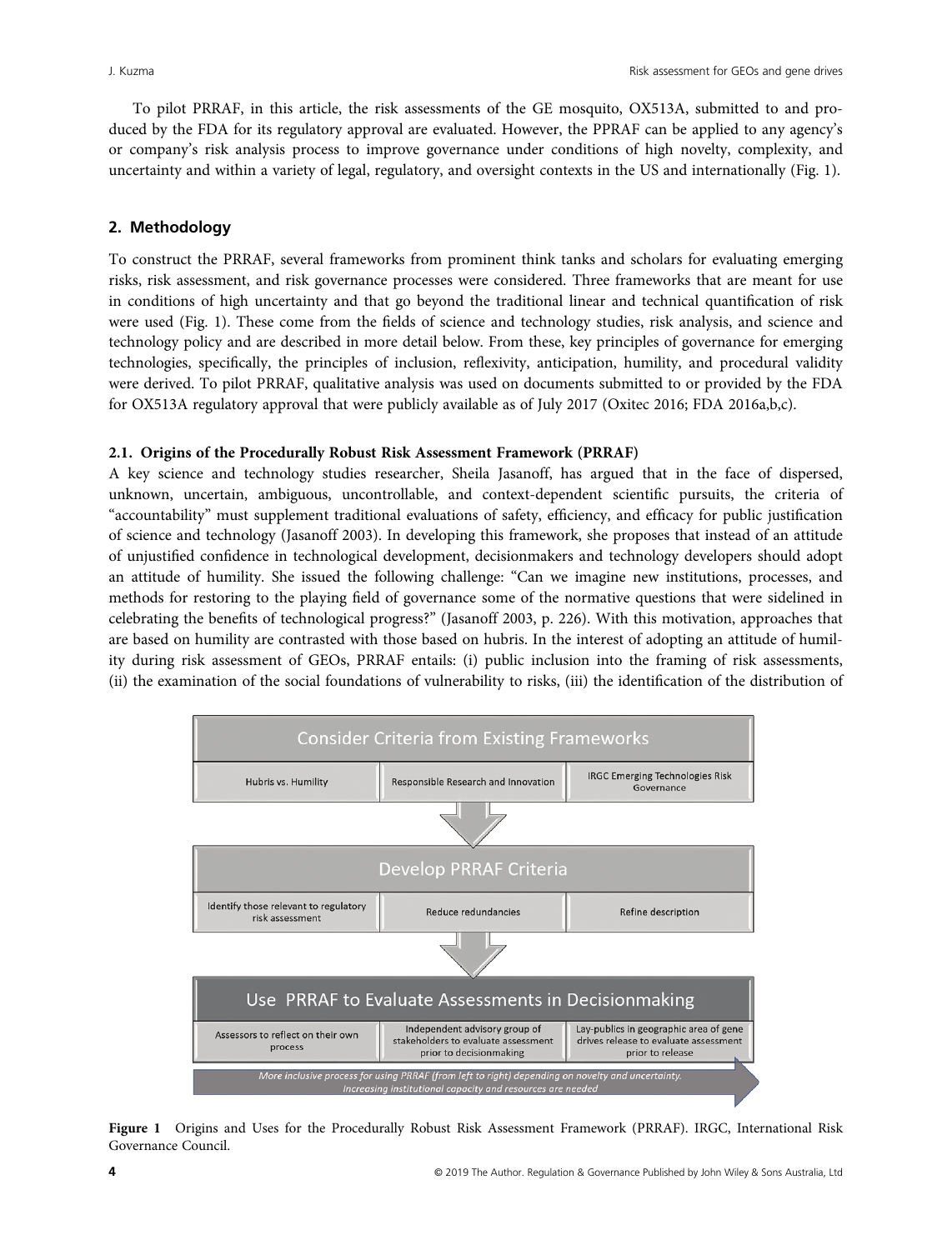To pilot PRRAF, in this article, the risk assessments of the GE mosquito, OX513A, submitted to and produced by the FDA for its regulatory approval are evaluated. However, the PPRAF can be applied to any agency's or company's risk analysis process to improve governance under conditions of high novelty, complexity, and uncertainty and within a variety of legal, regulatory, and oversight contexts in the US and internationally (Fig. 1).

## 2. Methodology

To construct the PRRAF, several frameworks from prominent think tanks and scholars for evaluating emerging risks, risk assessment, and risk governance processes were considered. Three frameworks that are meant for use in conditions of high uncertainty and that go beyond the traditional linear and technical quantification of risk were used (Fig. 1). These come from the fields of science and technology studies, risk analysis, and science and technology policy and are described in more detail below. From these, key principles of governance for emerging technologies, specifically, the principles of inclusion, reflexivity, anticipation, humility, and procedural validity were derived. To pilot PRRAF, qualitative analysis was used on documents submitted to or provided by the FDA for OX513A regulatory approval that were publicly available as of July 2017 (Oxitec 2016; FDA 2016a,b,c).

### 2.1. Origins of the Procedurally Robust Risk Assessment Framework (PRRAF)

A key science and technology studies researcher, Sheila Jasanoff, has argued that in the face of dispersed, unknown, uncertain, ambiguous, uncontrollable, and context-dependent scientific pursuits, the criteria of "accountability" must supplement traditional evaluations of safety, efficiency, and efficacy for public justification of science and technology (Jasanoff 2003). In developing this framework, she proposes that instead of an attitude of unjustified confidence in technological development, decisionmakers and technology developers should adopt an attitude of humility. She issued the following challenge: "Can we imagine new institutions, processes, and methods for restoring to the playing field of governance some of the normative questions that were sidelined in celebrating the benefits of technological progress?" (Jasanoff 2003, p. 226). With this motivation, approaches that are based on humility are contrasted with those based on hubris. In the interest of adopting an attitude of humility during risk assessment of GEOs, PRRAF entails: (i) public inclusion into the framing of risk assessments, (ii) the examination of the social foundations of vulnerability to risks, (iii) the identification of the distribution of

Consider Criteria from Existing Frameworks

Hubris vs. Humility

Responsible Research and Innovation

IRGC Emerging Technologies Risk Governance

Develop PRRAF Criteria

Identify those relevant to regulatory risk assessment

Reduce redundancies

Refine description

Use PRRAF to Evaluate Assessments in Decisionmaking

Assessors to reflect on their own process

Independent advisory group of stakeholders to evaluate assessment prior to decisionmaking

Lay-publics in geographic area of gene drives release to evaluate assessment prior to release

*More inclusive process for using PRRAF (from left to right) depending on novelty and uncertainty. Increasing institutional capacity and resources are needed*

**Figure 1** Origins and Uses for the Procedurally Robust Risk Assessment Framework (PRRAF). IRGC, International Risk Governance Council.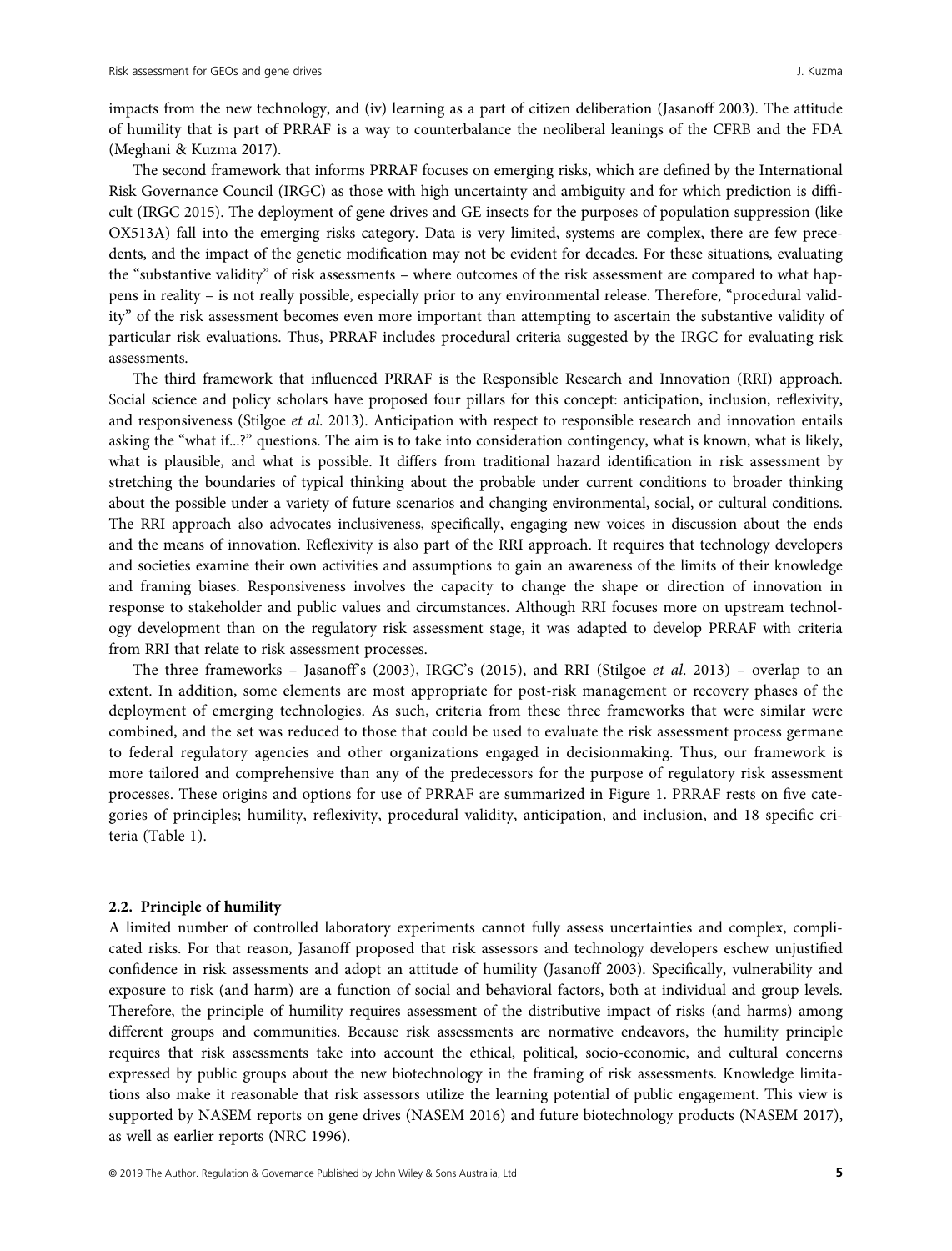impacts from the new technology, and (iv) learning as a part of citizen deliberation (Jasanoff 2003). The attitude of humility that is part of PRRAF is a way to counterbalance the neoliberal leanings of the CFRB and the FDA (Meghani & Kuzma 2017).

The second framework that informs PRRAF focuses on emerging risks, which are defined by the International Risk Governance Council (IRGC) as those with high uncertainty and ambiguity and for which prediction is difficult (IRGC 2015). The deployment of gene drives and GE insects for the purposes of population suppression (like OX513A) fall into the emerging risks category. Data is very limited, systems are complex, there are few precedents, and the impact of the genetic modification may not be evident for decades. For these situations, evaluating the "substantive validity" of risk assessments – where outcomes of the risk assessment are compared to what happens in reality – is not really possible, especially prior to any environmental release. Therefore, "procedural validity" of the risk assessment becomes even more important than attempting to ascertain the substantive validity of particular risk evaluations. Thus, PRRAF includes procedural criteria suggested by the IRGC for evaluating risk assessments.

The third framework that influenced PRRAF is the Responsible Research and Innovation (RRI) approach. Social science and policy scholars have proposed four pillars for this concept: anticipation, inclusion, reflexivity, and responsiveness (Stilgoe *et al.* 2013). Anticipation with respect to responsible research and innovation entails asking the "what if...?" questions. The aim is to take into consideration contingency, what is known, what is likely, what is plausible, and what is possible. It differs from traditional hazard identification in risk assessment by stretching the boundaries of typical thinking about the probable under current conditions to broader thinking about the possible under a variety of future scenarios and changing environmental, social, or cultural conditions. The RRI approach also advocates inclusiveness, specifically, engaging new voices in discussion about the ends and the means of innovation. Reflexivity is also part of the RRI approach. It requires that technology developers and societies examine their own activities and assumptions to gain an awareness of the limits of their knowledge and framing biases. Responsiveness involves the capacity to change the shape or direction of innovation in response to stakeholder and public values and circumstances. Although RRI focuses more on upstream technology development than on the regulatory risk assessment stage, it was adapted to develop PRRAF with criteria from RRI that relate to risk assessment processes.

The three frameworks – Jasanoff's (2003), IRGC's (2015), and RRI (Stilgoe *et al.* 2013) – overlap to an extent. In addition, some elements are most appropriate for post-risk management or recovery phases of the deployment of emerging technologies. As such, criteria from these three frameworks that were similar were combined, and the set was reduced to those that could be used to evaluate the risk assessment process germane to federal regulatory agencies and other organizations engaged in decisionmaking. Thus, our framework is more tailored and comprehensive than any of the predecessors for the purpose of regulatory risk assessment processes. These origins and options for use of PRRAF are summarized in Figure 1. PRRAF rests on five categories of principles; humility, reflexivity, procedural validity, anticipation, and inclusion, and 18 specific criteria (Table 1).

### 2.2. Principle of humility

A limited number of controlled laboratory experiments cannot fully assess uncertainties and complex, complicated risks. For that reason, Jasanoff proposed that risk assessors and technology developers eschew unjustified confidence in risk assessments and adopt an attitude of humility (Jasanoff 2003). Specifically, vulnerability and exposure to risk (and harm) are a function of social and behavioral factors, both at individual and group levels. Therefore, the principle of humility requires assessment of the distributive impact of risks (and harms) among different groups and communities. Because risk assessments are normative endeavors, the humility principle requires that risk assessments take into account the ethical, political, socio-economic, and cultural concerns expressed by public groups about the new biotechnology in the framing of risk assessments. Knowledge limitations also make it reasonable that risk assessors utilize the learning potential of public engagement. This view is supported by NASEM reports on gene drives (NASEM 2016) and future biotechnology products (NASEM 2017), as well as earlier reports (NRC 1996).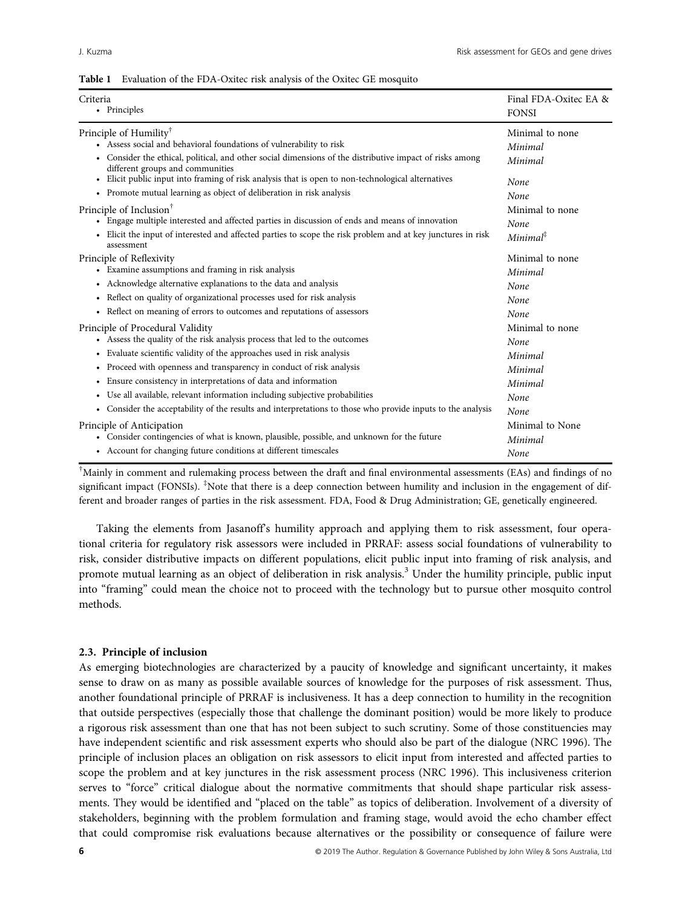**Table 1** Evaluation of the FDA-Oxitec risk analysis of the Oxitec GE mosquito

| Criteria<br>• Principles | Final FDA-Oxitec EA & FONSI |
|---|---|
| Principle of Humility[†] | Minimal to none |
| • Assess social and behavioral foundations of vulnerability to risk | *Minimal* |
| • Consider the ethical, political, and other social dimensions of the distributive impact of risks among different groups and communities | *Minimal* |
| • Elicit public input into framing of risk analysis that is open to non-technological alternatives | *None* |
| • Promote mutual learning as object of deliberation in risk analysis | *None* |
| Principle of Inclusion[†] | Minimal to none |
| • Engage multiple interested and affected parties in discussion of ends and means of innovation | *None* |
| • Elicit the input of interested and affected parties to scope the risk problem and at key junctures in risk assessment | *Minimal*[‡] |
| Principle of Reflexivity | Minimal to none |
| • Examine assumptions and framing in risk analysis | *Minimal* |
| • Acknowledge alternative explanations to the data and analysis | *None* |
| • Reflect on quality of organizational processes used for risk analysis | *None* |
| • Reflect on meaning of errors to outcomes and reputations of assessors | *None* |
| Principle of Procedural Validity | Minimal to none |
| • Assess the quality of the risk analysis process that led to the outcomes | *None* |
| • Evaluate scientific validity of the approaches used in risk analysis | *Minimal* |
| • Proceed with openness and transparency in conduct of risk analysis | *Minimal* |
| • Ensure consistency in interpretations of data and information | *Minimal* |
| • Use all available, relevant information including subjective probabilities | *None* |
| • Consider the acceptability of the results and interpretations to those who provide inputs to the analysis | *None* |
| Principle of Anticipation | Minimal to None |
| • Consider contingencies of what is known, plausible, possible, and unknown for the future | *Minimal* |
| • Account for changing future conditions at different timescales | *None* |

[†]Mainly in comment and rulemaking process between the draft and final environmental assessments (EAs) and findings of no significant impact (FONSIs). [‡]Note that there is a deep connection between humility and inclusion in the engagement of different and broader ranges of parties in the risk assessment. FDA, Food & Drug Administration; GE, genetically engineered.

Taking the elements from Jasanoff's humility approach and applying them to risk assessment, four operational criteria for regulatory risk assessors were included in PRRAF: assess social foundations of vulnerability to risk, consider distributive impacts on different populations, elicit public input into framing of risk analysis, and promote mutual learning as an object of deliberation in risk analysis.[3] Under the humility principle, public input into "framing" could mean the choice not to proceed with the technology but to pursue other mosquito control methods.

### 2.3. Principle of inclusion

As emerging biotechnologies are characterized by a paucity of knowledge and significant uncertainty, it makes sense to draw on as many as possible available sources of knowledge for the purposes of risk assessment. Thus, another foundational principle of PRRAF is inclusiveness. It has a deep connection to humility in the recognition that outside perspectives (especially those that challenge the dominant position) would be more likely to produce a rigorous risk assessment than one that has not been subject to such scrutiny. Some of those constituencies may have independent scientific and risk assessment experts who should also be part of the dialogue (NRC 1996). The principle of inclusion places an obligation on risk assessors to elicit input from interested and affected parties to scope the problem and at key junctures in the risk assessment process (NRC 1996). This inclusiveness criterion serves to "force" critical dialogue about the normative commitments that should shape particular risk assessments. They would be identified and "placed on the table" as topics of deliberation. Involvement of a diversity of stakeholders, beginning with the problem formulation and framing stage, would avoid the echo chamber effect that could compromise risk evaluations because alternatives or the possibility or consequence of failure were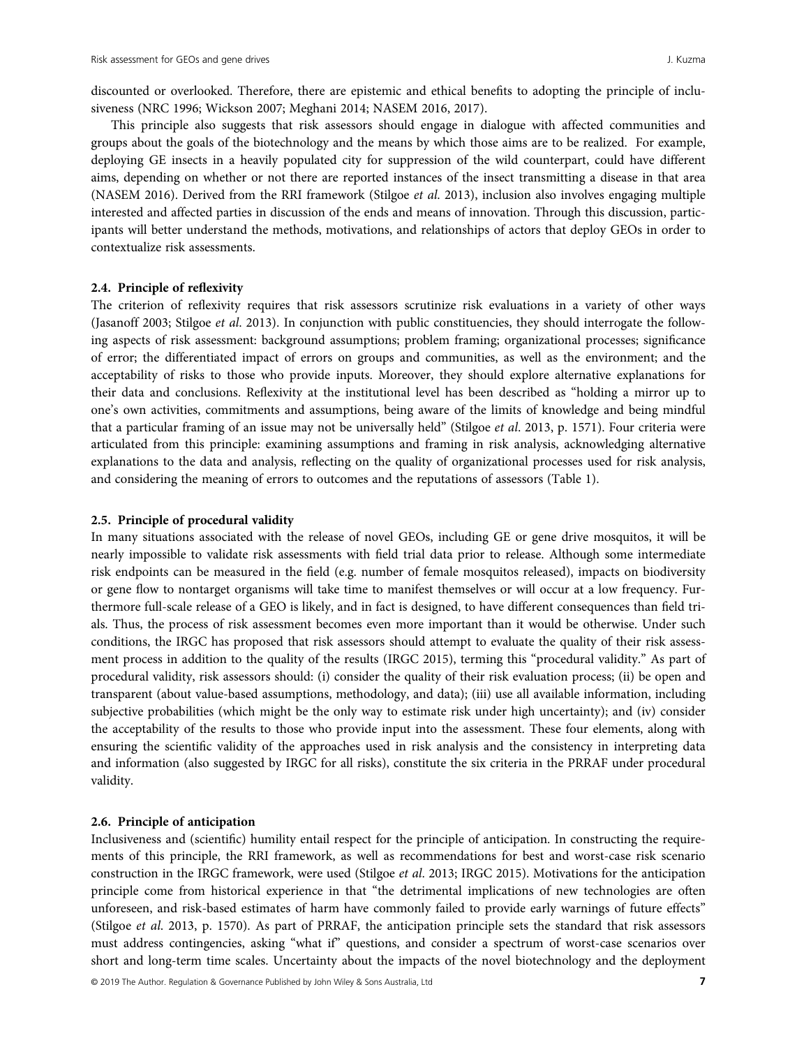discounted or overlooked. Therefore, there are epistemic and ethical benefits to adopting the principle of inclusiveness (NRC 1996; Wickson 2007; Meghani 2014; NASEM 2016, 2017).

This principle also suggests that risk assessors should engage in dialogue with affected communities and groups about the goals of the biotechnology and the means by which those aims are to be realized. For example, deploying GE insects in a heavily populated city for suppression of the wild counterpart, could have different aims, depending on whether or not there are reported instances of the insect transmitting a disease in that area (NASEM 2016). Derived from the RRI framework (Stilgoe *et al.* 2013), inclusion also involves engaging multiple interested and affected parties in discussion of the ends and means of innovation. Through this discussion, participants will better understand the methods, motivations, and relationships of actors that deploy GEOs in order to contextualize risk assessments.

### 2.4. Principle of reflexivity

The criterion of reflexivity requires that risk assessors scrutinize risk evaluations in a variety of other ways (Jasanoff 2003; Stilgoe *et al.* 2013). In conjunction with public constituencies, they should interrogate the following aspects of risk assessment: background assumptions; problem framing; organizational processes; significance of error; the differentiated impact of errors on groups and communities, as well as the environment; and the acceptability of risks to those who provide inputs. Moreover, they should explore alternative explanations for their data and conclusions. Reflexivity at the institutional level has been described as "holding a mirror up to one's own activities, commitments and assumptions, being aware of the limits of knowledge and being mindful that a particular framing of an issue may not be universally held" (Stilgoe *et al.* 2013, p. 1571). Four criteria were articulated from this principle: examining assumptions and framing in risk analysis, acknowledging alternative explanations to the data and analysis, reflecting on the quality of organizational processes used for risk analysis, and considering the meaning of errors to outcomes and the reputations of assessors (Table 1).

### 2.5. Principle of procedural validity

In many situations associated with the release of novel GEOs, including GE or gene drive mosquitos, it will be nearly impossible to validate risk assessments with field trial data prior to release. Although some intermediate risk endpoints can be measured in the field (e.g. number of female mosquitos released), impacts on biodiversity or gene flow to nontarget organisms will take time to manifest themselves or will occur at a low frequency. Furthermore full-scale release of a GEO is likely, and in fact is designed, to have different consequences than field trials. Thus, the process of risk assessment becomes even more important than it would be otherwise. Under such conditions, the IRGC has proposed that risk assessors should attempt to evaluate the quality of their risk assessment process in addition to the quality of the results (IRGC 2015), terming this "procedural validity." As part of procedural validity, risk assessors should: (i) consider the quality of their risk evaluation process; (ii) be open and transparent (about value-based assumptions, methodology, and data); (iii) use all available information, including subjective probabilities (which might be the only way to estimate risk under high uncertainty); and (iv) consider the acceptability of the results to those who provide input into the assessment. These four elements, along with ensuring the scientific validity of the approaches used in risk analysis and the consistency in interpreting data and information (also suggested by IRGC for all risks), constitute the six criteria in the PRRAF under procedural validity.

### 2.6. Principle of anticipation

Inclusiveness and (scientific) humility entail respect for the principle of anticipation. In constructing the requirements of this principle, the RRI framework, as well as recommendations for best and worst-case risk scenario construction in the IRGC framework, were used (Stilgoe *et al.* 2013; IRGC 2015). Motivations for the anticipation principle come from historical experience in that "the detrimental implications of new technologies are often unforeseen, and risk-based estimates of harm have commonly failed to provide early warnings of future effects" (Stilgoe *et al.* 2013, p. 1570). As part of PRRAF, the anticipation principle sets the standard that risk assessors must address contingencies, asking "what if" questions, and consider a spectrum of worst-case scenarios over short and long-term time scales. Uncertainty about the impacts of the novel biotechnology and the deployment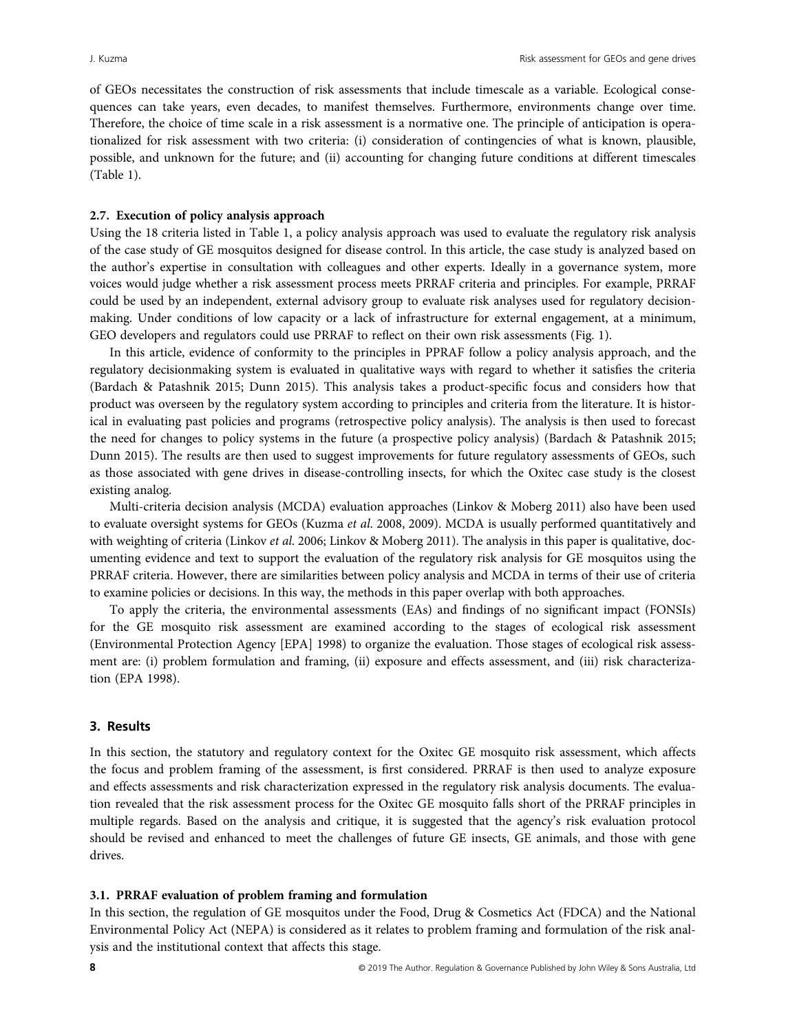of GEOs necessitates the construction of risk assessments that include timescale as a variable. Ecological consequences can take years, even decades, to manifest themselves. Furthermore, environments change over time. Therefore, the choice of time scale in a risk assessment is a normative one. The principle of anticipation is operationalized for risk assessment with two criteria: (i) consideration of contingencies of what is known, plausible, possible, and unknown for the future; and (ii) accounting for changing future conditions at different timescales (Table 1).

### 2.7. Execution of policy analysis approach

Using the 18 criteria listed in Table 1, a policy analysis approach was used to evaluate the regulatory risk analysis of the case study of GE mosquitos designed for disease control. In this article, the case study is analyzed based on the author's expertise in consultation with colleagues and other experts. Ideally in a governance system, more voices would judge whether a risk assessment process meets PRRAF criteria and principles. For example, PRRAF could be used by an independent, external advisory group to evaluate risk analyses used for regulatory decision-making. Under conditions of low capacity or a lack of infrastructure for external engagement, at a minimum, GEO developers and regulators could use PRRAF to reflect on their own risk assessments (Fig. 1).

In this article, evidence of conformity to the principles in PPRAF follow a policy analysis approach, and the regulatory decisionmaking system is evaluated in qualitative ways with regard to whether it satisfies the criteria (Bardach & Patashnik 2015; Dunn 2015). This analysis takes a product-specific focus and considers how that product was overseen by the regulatory system according to principles and criteria from the literature. It is historical in evaluating past policies and programs (retrospective policy analysis). The analysis is then used to forecast the need for changes to policy systems in the future (a prospective policy analysis) (Bardach & Patashnik 2015; Dunn 2015). The results are then used to suggest improvements for future regulatory assessments of GEOs, such as those associated with gene drives in disease-controlling insects, for which the Oxitec case study is the closest existing analog.

Multi-criteria decision analysis (MCDA) evaluation approaches (Linkov & Moberg 2011) also have been used to evaluate oversight systems for GEOs (Kuzma *et al.* 2008, 2009). MCDA is usually performed quantitatively and with weighting of criteria (Linkov *et al.* 2006; Linkov & Moberg 2011). The analysis in this paper is qualitative, documenting evidence and text to support the evaluation of the regulatory risk analysis for GE mosquitos using the PRRAF criteria. However, there are similarities between policy analysis and MCDA in terms of their use of criteria to examine policies or decisions. In this way, the methods in this paper overlap with both approaches.

To apply the criteria, the environmental assessments (EAs) and findings of no significant impact (FONSIs) for the GE mosquito risk assessment are examined according to the stages of ecological risk assessment (Environmental Protection Agency [EPA] 1998) to organize the evaluation. Those stages of ecological risk assessment are: (i) problem formulation and framing, (ii) exposure and effects assessment, and (iii) risk characterization (EPA 1998).

## 3. Results

In this section, the statutory and regulatory context for the Oxitec GE mosquito risk assessment, which affects the focus and problem framing of the assessment, is first considered. PRRAF is then used to analyze exposure and effects assessments and risk characterization expressed in the regulatory risk analysis documents. The evaluation revealed that the risk assessment process for the Oxitec GE mosquito falls short of the PRRAF principles in multiple regards. Based on the analysis and critique, it is suggested that the agency's risk evaluation protocol should be revised and enhanced to meet the challenges of future GE insects, GE animals, and those with gene drives.

### 3.1. PRRAF evaluation of problem framing and formulation

In this section, the regulation of GE mosquitos under the Food, Drug & Cosmetics Act (FDCA) and the National Environmental Policy Act (NEPA) is considered as it relates to problem framing and formulation of the risk analysis and the institutional context that affects this stage.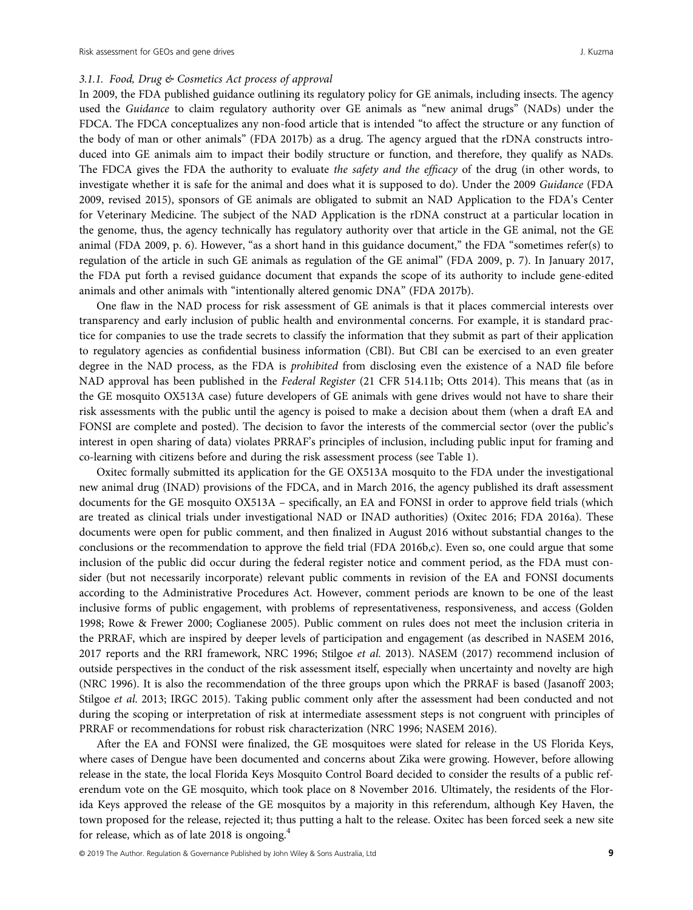### 3.1.1. Food, Drug & Cosmetics Act process of approval

In 2009, the FDA published guidance outlining its regulatory policy for GE animals, including insects. The agency used the *Guidance* to claim regulatory authority over GE animals as "new animal drugs" (NADs) under the FDCA. The FDCA conceptualizes any non-food article that is intended "to affect the structure or any function of the body of man or other animals" (FDA 2017b) as a drug. The agency argued that the rDNA constructs introduced into GE animals aim to impact their bodily structure or function, and therefore, they qualify as NADs. The FDCA gives the FDA the authority to evaluate *the safety and the efficacy* of the drug (in other words, to investigate whether it is safe for the animal and does what it is supposed to do). Under the 2009 *Guidance* (FDA 2009, revised 2015), sponsors of GE animals are obligated to submit an NAD Application to the FDA's Center for Veterinary Medicine. The subject of the NAD Application is the rDNA construct at a particular location in the genome, thus, the agency technically has regulatory authority over that article in the GE animal, not the GE animal (FDA 2009, p. 6). However, "as a short hand in this guidance document," the FDA "sometimes refer(s) to regulation of the article in such GE animals as regulation of the GE animal" (FDA 2009, p. 7). In January 2017, the FDA put forth a revised guidance document that expands the scope of its authority to include gene-edited animals and other animals with "intentionally altered genomic DNA" (FDA 2017b).

One flaw in the NAD process for risk assessment of GE animals is that it places commercial interests over transparency and early inclusion of public health and environmental concerns. For example, it is standard practice for companies to use the trade secrets to classify the information that they submit as part of their application to regulatory agencies as confidential business information (CBI). But CBI can be exercised to an even greater degree in the NAD process, as the FDA is *prohibited* from disclosing even the existence of a NAD file before NAD approval has been published in the *Federal Register* (21 CFR 514.11b; Otts 2014). This means that (as in the GE mosquito OX513A case) future developers of GE animals with gene drives would not have to share their risk assessments with the public until the agency is poised to make a decision about them (when a draft EA and FONSI are complete and posted). The decision to favor the interests of the commercial sector (over the public's interest in open sharing of data) violates PRRAF's principles of inclusion, including public input for framing and co-learning with citizens before and during the risk assessment process (see Table 1).

Oxitec formally submitted its application for the GE OX513A mosquito to the FDA under the investigational new animal drug (INAD) provisions of the FDCA, and in March 2016, the agency published its draft assessment documents for the GE mosquito OX513A – specifically, an EA and FONSI in order to approve field trials (which are treated as clinical trials under investigational NAD or INAD authorities) (Oxitec 2016; FDA 2016a). These documents were open for public comment, and then finalized in August 2016 without substantial changes to the conclusions or the recommendation to approve the field trial (FDA 2016b,c). Even so, one could argue that some inclusion of the public did occur during the federal register notice and comment period, as the FDA must consider (but not necessarily incorporate) relevant public comments in revision of the EA and FONSI documents according to the Administrative Procedures Act. However, comment periods are known to be one of the least inclusive forms of public engagement, with problems of representativeness, responsiveness, and access (Golden 1998; Rowe & Frewer 2000; Coglianese 2005). Public comment on rules does not meet the inclusion criteria in the PRRAF, which are inspired by deeper levels of participation and engagement (as described in NASEM 2016, 2017 reports and the RRI framework, NRC 1996; Stilgoe *et al.* 2013). NASEM (2017) recommend inclusion of outside perspectives in the conduct of the risk assessment itself, especially when uncertainty and novelty are high (NRC 1996). It is also the recommendation of the three groups upon which the PRRAF is based (Jasanoff 2003; Stilgoe *et al.* 2013; IRGC 2015). Taking public comment only after the assessment had been conducted and not during the scoping or interpretation of risk at intermediate assessment steps is not congruent with principles of PRRAF or recommendations for robust risk characterization (NRC 1996; NASEM 2016).

After the EA and FONSI were finalized, the GE mosquitoes were slated for release in the US Florida Keys, where cases of Dengue have been documented and concerns about Zika were growing. However, before allowing release in the state, the local Florida Keys Mosquito Control Board decided to consider the results of a public referendum vote on the GE mosquito, which took place on 8 November 2016. Ultimately, the residents of the Florida Keys approved the release of the GE mosquitos by a majority in this referendum, although Key Haven, the town proposed for the release, rejected it; thus putting a halt to the release. Oxitec has been forced seek a new site for release, which as of late 2018 is ongoing.[4]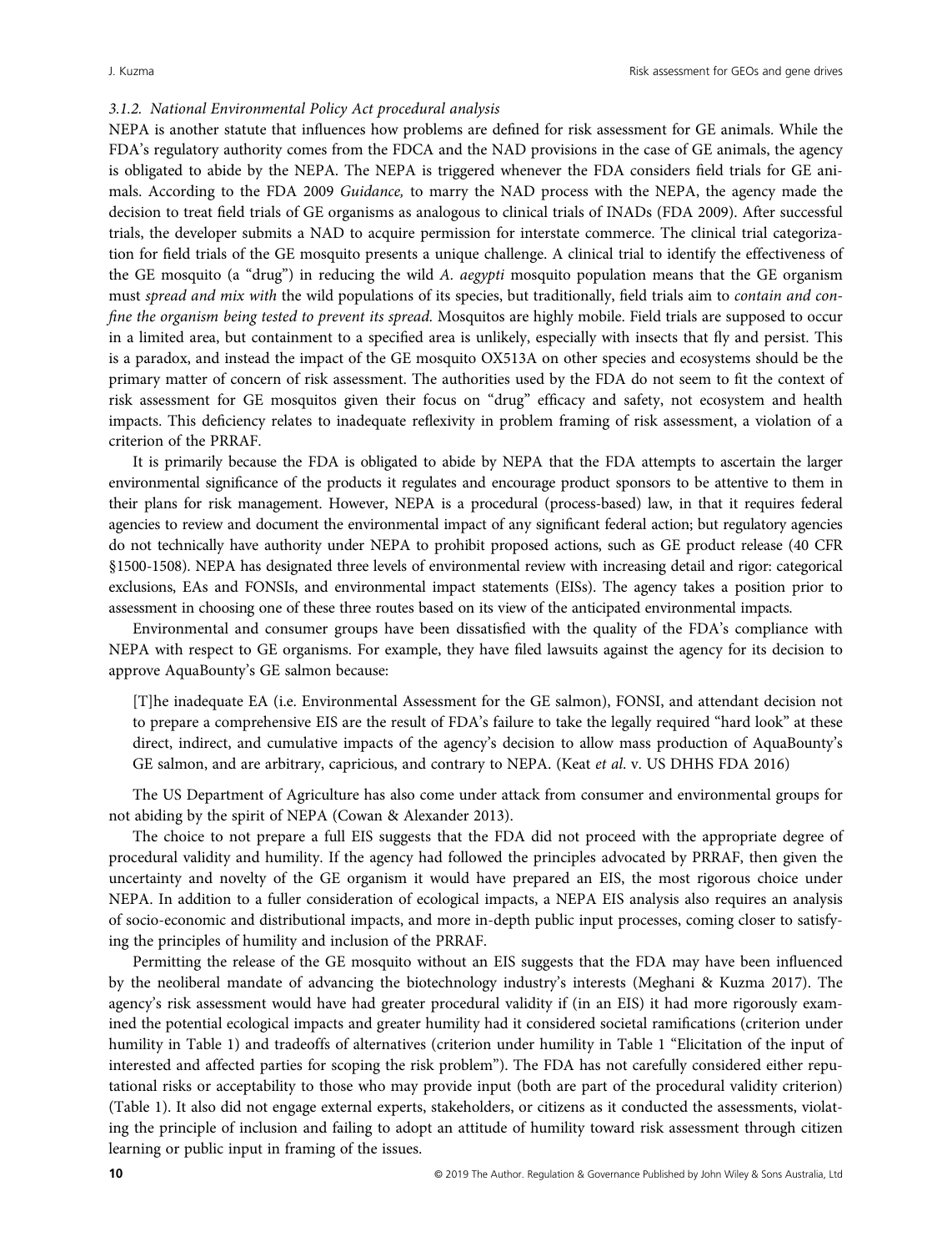### 3.1.2. National Environmental Policy Act procedural analysis

NEPA is another statute that influences how problems are defined for risk assessment for GE animals. While the FDA's regulatory authority comes from the FDCA and the NAD provisions in the case of GE animals, the agency is obligated to abide by the NEPA. The NEPA is triggered whenever the FDA considers field trials for GE animals. According to the FDA 2009 *Guidance,* to marry the NAD process with the NEPA, the agency made the decision to treat field trials of GE organisms as analogous to clinical trials of INADs (FDA 2009). After successful trials, the developer submits a NAD to acquire permission for interstate commerce. The clinical trial categorization for field trials of the GE mosquito presents a unique challenge. A clinical trial to identify the effectiveness of the GE mosquito (a "drug") in reducing the wild *A. aegypti* mosquito population means that the GE organism must *spread and mix with* the wild populations of its species, but traditionally, field trials aim to *contain and confine the organism being tested to prevent its spread.* Mosquitos are highly mobile. Field trials are supposed to occur in a limited area, but containment to a specified area is unlikely, especially with insects that fly and persist. This is a paradox, and instead the impact of the GE mosquito OX513A on other species and ecosystems should be the primary matter of concern of risk assessment. The authorities used by the FDA do not seem to fit the context of risk assessment for GE mosquitos given their focus on "drug" efficacy and safety, not ecosystem and health impacts. This deficiency relates to inadequate reflexivity in problem framing of risk assessment, a violation of a criterion of the PRRAF.

It is primarily because the FDA is obligated to abide by NEPA that the FDA attempts to ascertain the larger environmental significance of the products it regulates and encourage product sponsors to be attentive to them in their plans for risk management. However, NEPA is a procedural (process-based) law, in that it requires federal agencies to review and document the environmental impact of any significant federal action; but regulatory agencies do not technically have authority under NEPA to prohibit proposed actions, such as GE product release (40 CFR §1500-1508). NEPA has designated three levels of environmental review with increasing detail and rigor: categorical exclusions, EAs and FONSIs, and environmental impact statements (EISs). The agency takes a position prior to assessment in choosing one of these three routes based on its view of the anticipated environmental impacts.

Environmental and consumer groups have been dissatisfied with the quality of the FDA's compliance with NEPA with respect to GE organisms. For example, they have filed lawsuits against the agency for its decision to approve AquaBounty's GE salmon because:

> [T]he inadequate EA (i.e. Environmental Assessment for the GE salmon), FONSI, and attendant decision not to prepare a comprehensive EIS are the result of FDA's failure to take the legally required "hard look" at these direct, indirect, and cumulative impacts of the agency's decision to allow mass production of AquaBounty's GE salmon, and are arbitrary, capricious, and contrary to NEPA. (Keat *et al*. v. US DHHS FDA 2016)

The US Department of Agriculture has also come under attack from consumer and environmental groups for not abiding by the spirit of NEPA (Cowan & Alexander 2013).

The choice to not prepare a full EIS suggests that the FDA did not proceed with the appropriate degree of procedural validity and humility. If the agency had followed the principles advocated by PRRAF, then given the uncertainty and novelty of the GE organism it would have prepared an EIS, the most rigorous choice under NEPA. In addition to a fuller consideration of ecological impacts, a NEPA EIS analysis also requires an analysis of socio-economic and distributional impacts, and more in-depth public input processes, coming closer to satisfying the principles of humility and inclusion of the PRRAF.

Permitting the release of the GE mosquito without an EIS suggests that the FDA may have been influenced by the neoliberal mandate of advancing the biotechnology industry's interests (Meghani & Kuzma 2017). The agency's risk assessment would have had greater procedural validity if (in an EIS) it had more rigorously examined the potential ecological impacts and greater humility had it considered societal ramifications (criterion under humility in Table 1) and tradeoffs of alternatives (criterion under humility in Table 1 "Elicitation of the input of interested and affected parties for scoping the risk problem"). The FDA has not carefully considered either reputational risks or acceptability to those who may provide input (both are part of the procedural validity criterion) (Table 1). It also did not engage external experts, stakeholders, or citizens as it conducted the assessments, violating the principle of inclusion and failing to adopt an attitude of humility toward risk assessment through citizen learning or public input in framing of the issues.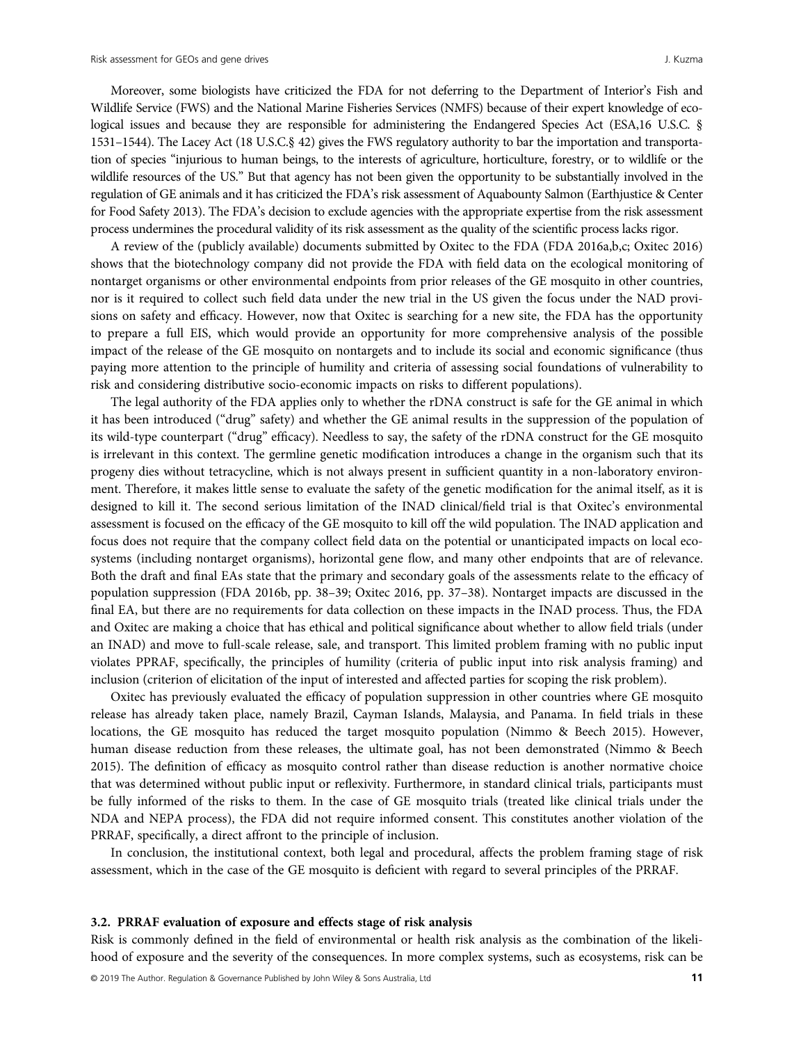Moreover, some biologists have criticized the FDA for not deferring to the Department of Interior's Fish and Wildlife Service (FWS) and the National Marine Fisheries Services (NMFS) because of their expert knowledge of ecological issues and because they are responsible for administering the Endangered Species Act (ESA,16 U.S.C. § 1531–1544). The Lacey Act (18 U.S.C.§ 42) gives the FWS regulatory authority to bar the importation and transportation of species "injurious to human beings, to the interests of agriculture, horticulture, forestry, or to wildlife or the wildlife resources of the US." But that agency has not been given the opportunity to be substantially involved in the regulation of GE animals and it has criticized the FDA's risk assessment of Aquabounty Salmon (Earthjustice & Center for Food Safety 2013). The FDA's decision to exclude agencies with the appropriate expertise from the risk assessment process undermines the procedural validity of its risk assessment as the quality of the scientific process lacks rigor.

A review of the (publicly available) documents submitted by Oxitec to the FDA (FDA 2016a,b,c; Oxitec 2016) shows that the biotechnology company did not provide the FDA with field data on the ecological monitoring of nontarget organisms or other environmental endpoints from prior releases of the GE mosquito in other countries, nor is it required to collect such field data under the new trial in the US given the focus under the NAD provisions on safety and efficacy. However, now that Oxitec is searching for a new site, the FDA has the opportunity to prepare a full EIS, which would provide an opportunity for more comprehensive analysis of the possible impact of the release of the GE mosquito on nontargets and to include its social and economic significance (thus paying more attention to the principle of humility and criteria of assessing social foundations of vulnerability to risk and considering distributive socio-economic impacts on risks to different populations).

The legal authority of the FDA applies only to whether the rDNA construct is safe for the GE animal in which it has been introduced ("drug" safety) and whether the GE animal results in the suppression of the population of its wild-type counterpart ("drug" efficacy). Needless to say, the safety of the rDNA construct for the GE mosquito is irrelevant in this context. The germline genetic modification introduces a change in the organism such that its progeny dies without tetracycline, which is not always present in sufficient quantity in a non-laboratory environment. Therefore, it makes little sense to evaluate the safety of the genetic modification for the animal itself, as it is designed to kill it. The second serious limitation of the INAD clinical/field trial is that Oxitec's environmental assessment is focused on the efficacy of the GE mosquito to kill off the wild population. The INAD application and focus does not require that the company collect field data on the potential or unanticipated impacts on local ecosystems (including nontarget organisms), horizontal gene flow, and many other endpoints that are of relevance. Both the draft and final EAs state that the primary and secondary goals of the assessments relate to the efficacy of population suppression (FDA 2016b, pp. 38–39; Oxitec 2016, pp. 37–38). Nontarget impacts are discussed in the final EA, but there are no requirements for data collection on these impacts in the INAD process. Thus, the FDA and Oxitec are making a choice that has ethical and political significance about whether to allow field trials (under an INAD) and move to full-scale release, sale, and transport. This limited problem framing with no public input violates PPRAF, specifically, the principles of humility (criteria of public input into risk analysis framing) and inclusion (criterion of elicitation of the input of interested and affected parties for scoping the risk problem).

Oxitec has previously evaluated the efficacy of population suppression in other countries where GE mosquito release has already taken place, namely Brazil, Cayman Islands, Malaysia, and Panama. In field trials in these locations, the GE mosquito has reduced the target mosquito population (Nimmo & Beech 2015). However, human disease reduction from these releases, the ultimate goal, has not been demonstrated (Nimmo & Beech 2015). The definition of efficacy as mosquito control rather than disease reduction is another normative choice that was determined without public input or reflexivity. Furthermore, in standard clinical trials, participants must be fully informed of the risks to them. In the case of GE mosquito trials (treated like clinical trials under the NDA and NEPA process), the FDA did not require informed consent. This constitutes another violation of the PRRAF, specifically, a direct affront to the principle of inclusion.

In conclusion, the institutional context, both legal and procedural, affects the problem framing stage of risk assessment, which in the case of the GE mosquito is deficient with regard to several principles of the PRRAF.

### 3.2. PRRAF evaluation of exposure and effects stage of risk analysis

Risk is commonly defined in the field of environmental or health risk analysis as the combination of the likelihood of exposure and the severity of the consequences. In more complex systems, such as ecosystems, risk can be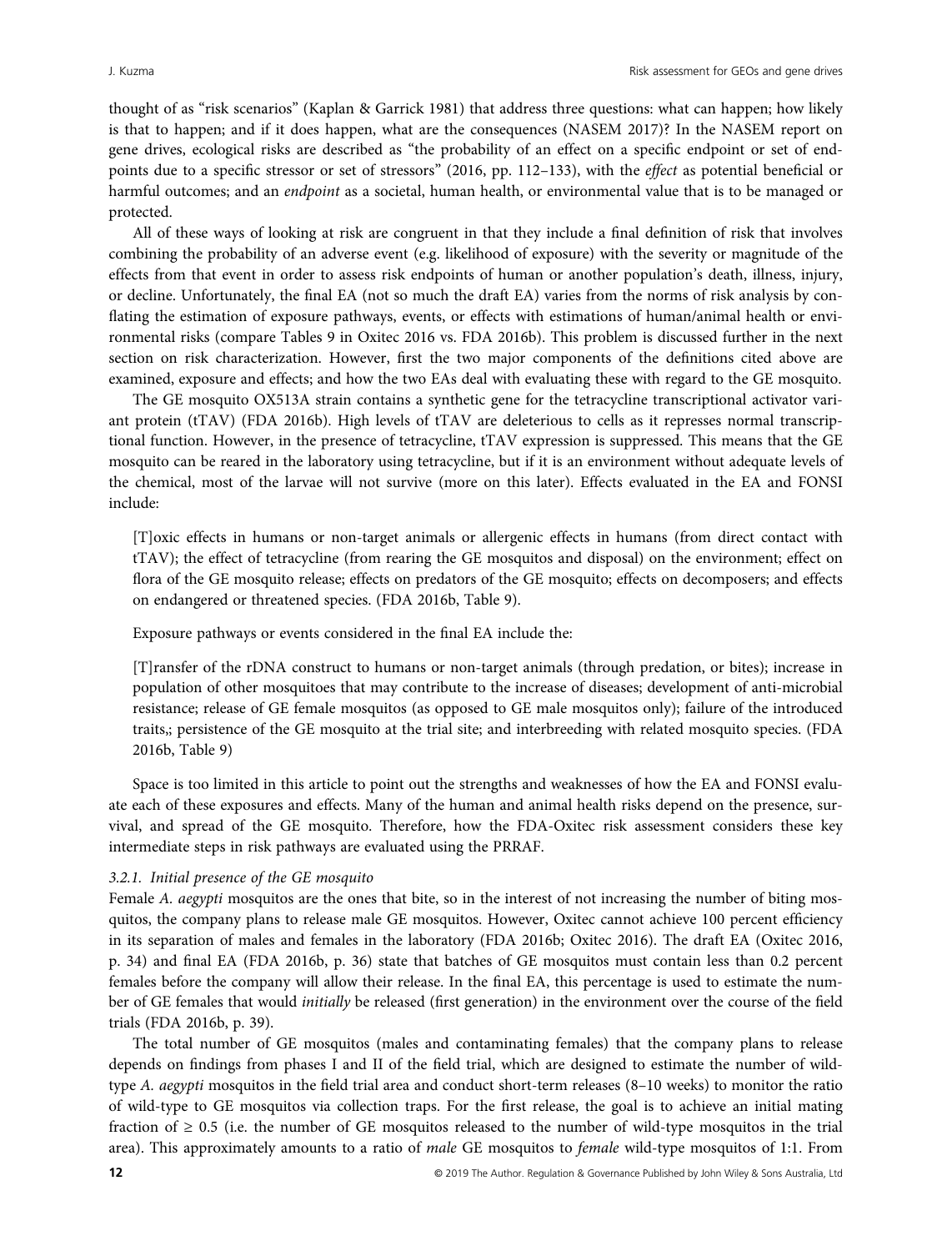thought of as "risk scenarios" (Kaplan & Garrick 1981) that address three questions: what can happen; how likely is that to happen; and if it does happen, what are the consequences (NASEM 2017)? In the NASEM report on gene drives, ecological risks are described as "the probability of an effect on a specific endpoint or set of endpoints due to a specific stressor or set of stressors" (2016, pp. 112–133), with the *effect* as potential beneficial or harmful outcomes; and an *endpoint* as a societal, human health, or environmental value that is to be managed or protected.

All of these ways of looking at risk are congruent in that they include a final definition of risk that involves combining the probability of an adverse event (e.g. likelihood of exposure) with the severity or magnitude of the effects from that event in order to assess risk endpoints of human or another population's death, illness, injury, or decline. Unfortunately, the final EA (not so much the draft EA) varies from the norms of risk analysis by conflating the estimation of exposure pathways, events, or effects with estimations of human/animal health or environmental risks (compare Tables 9 in Oxitec 2016 vs. FDA 2016b). This problem is discussed further in the next section on risk characterization. However, first the two major components of the definitions cited above are examined, exposure and effects; and how the two EAs deal with evaluating these with regard to the GE mosquito.

The GE mosquito OX513A strain contains a synthetic gene for the tetracycline transcriptional activator variant protein (tTAV) (FDA 2016b). High levels of tTAV are deleterious to cells as it represses normal transcriptional function. However, in the presence of tetracycline, tTAV expression is suppressed. This means that the GE mosquito can be reared in the laboratory using tetracycline, but if it is an environment without adequate levels of the chemical, most of the larvae will not survive (more on this later). Effects evaluated in the EA and FONSI include:

> [T]oxic effects in humans or non-target animals or allergenic effects in humans (from direct contact with tTAV); the effect of tetracycline (from rearing the GE mosquitos and disposal) on the environment; effect on flora of the GE mosquito release; effects on predators of the GE mosquito; effects on decomposers; and effects on endangered or threatened species. (FDA 2016b, Table 9).

Exposure pathways or events considered in the final EA include the:

> [T]ransfer of the rDNA construct to humans or non-target animals (through predation, or bites); increase in population of other mosquitoes that may contribute to the increase of diseases; development of anti-microbial resistance; release of GE female mosquitos (as opposed to GE male mosquitos only); failure of the introduced traits,; persistence of the GE mosquito at the trial site; and interbreeding with related mosquito species. (FDA 2016b, Table 9)

Space is too limited in this article to point out the strengths and weaknesses of how the EA and FONSI evaluate each of these exposures and effects. Many of the human and animal health risks depend on the presence, survival, and spread of the GE mosquito. Therefore, how the FDA-Oxitec risk assessment considers these key intermediate steps in risk pathways are evaluated using the PRRAF.

#### 3.2.1. Initial presence of the GE mosquito

Female *A. aegypti* mosquitos are the ones that bite, so in the interest of not increasing the number of biting mosquitos, the company plans to release male GE mosquitos. However, Oxitec cannot achieve 100 percent efficiency in its separation of males and females in the laboratory (FDA 2016b; Oxitec 2016). The draft EA (Oxitec 2016, p. 34) and final EA (FDA 2016b, p. 36) state that batches of GE mosquitos must contain less than 0.2 percent females before the company will allow their release. In the final EA, this percentage is used to estimate the number of GE females that would *initially* be released (first generation) in the environment over the course of the field trials (FDA 2016b, p. 39).

The total number of GE mosquitos (males and contaminating females) that the company plans to release depends on findings from phases I and II of the field trial, which are designed to estimate the number of wild-type *A. aegypti* mosquitos in the field trial area and conduct short-term releases (8–10 weeks) to monitor the ratio of wild-type to GE mosquitos via collection traps. For the first release, the goal is to achieve an initial mating fraction of ≥ 0.5 (i.e. the number of GE mosquitos released to the number of wild-type mosquitos in the trial area). This approximately amounts to a ratio of *male* GE mosquitos to *female* wild-type mosquitos of 1:1. From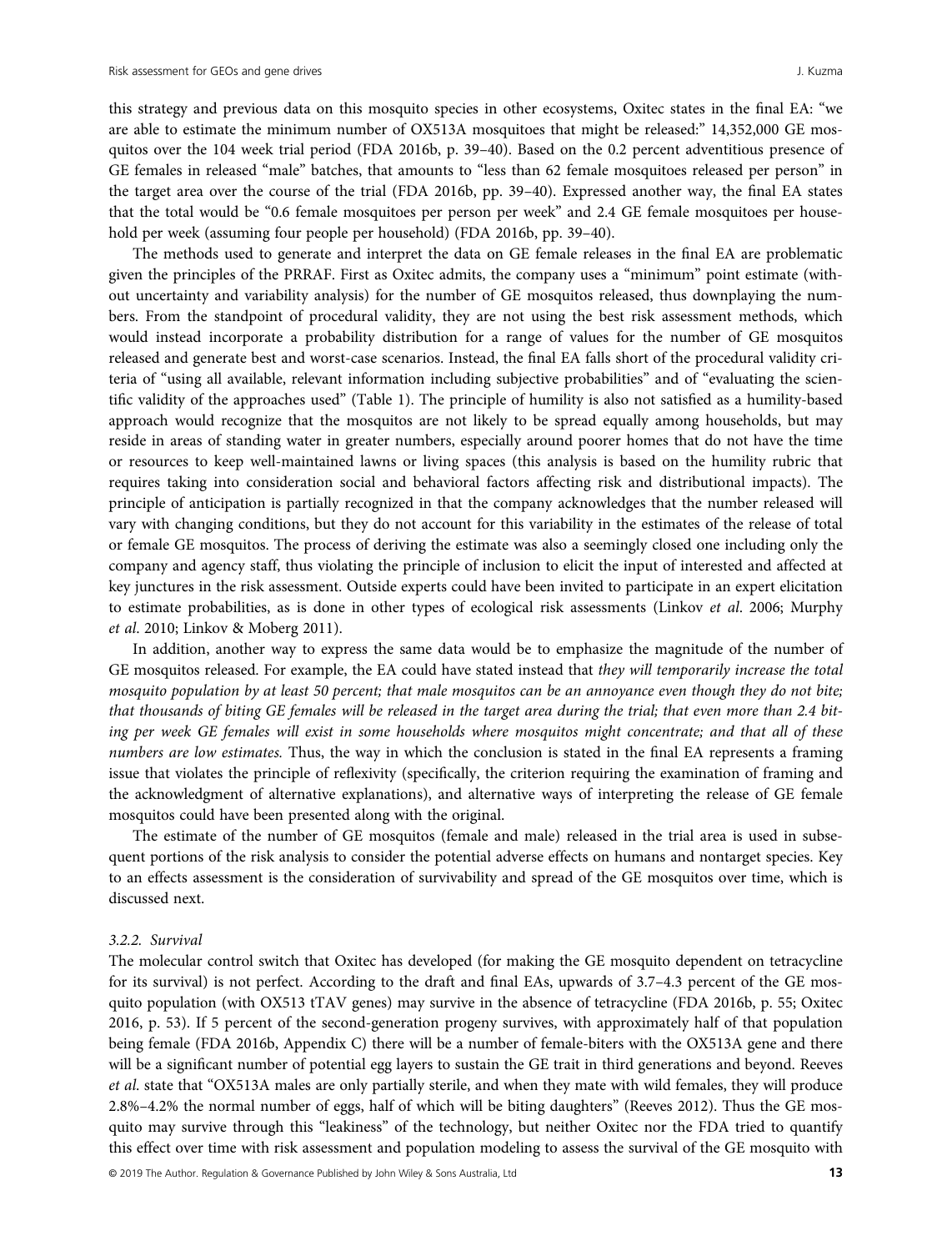this strategy and previous data on this mosquito species in other ecosystems, Oxitec states in the final EA: "we are able to estimate the minimum number of OX513A mosquitoes that might be released:" 14,352,000 GE mosquitos over the 104 week trial period (FDA 2016b, p. 39–40). Based on the 0.2 percent adventitious presence of GE females in released "male" batches, that amounts to "less than 62 female mosquitoes released per person" in the target area over the course of the trial (FDA 2016b, pp. 39–40). Expressed another way, the final EA states that the total would be "0.6 female mosquitoes per person per week" and 2.4 GE female mosquitoes per household per week (assuming four people per household) (FDA 2016b, pp. 39–40).

The methods used to generate and interpret the data on GE female releases in the final EA are problematic given the principles of the PRRAF. First as Oxitec admits, the company uses a "minimum" point estimate (without uncertainty and variability analysis) for the number of GE mosquitos released, thus downplaying the numbers. From the standpoint of procedural validity, they are not using the best risk assessment methods, which would instead incorporate a probability distribution for a range of values for the number of GE mosquitos released and generate best and worst-case scenarios. Instead, the final EA falls short of the procedural validity criteria of "using all available, relevant information including subjective probabilities" and of "evaluating the scientific validity of the approaches used" (Table 1). The principle of humility is also not satisfied as a humility-based approach would recognize that the mosquitos are not likely to be spread equally among households, but may reside in areas of standing water in greater numbers, especially around poorer homes that do not have the time or resources to keep well-maintained lawns or living spaces (this analysis is based on the humility rubric that requires taking into consideration social and behavioral factors affecting risk and distributional impacts). The principle of anticipation is partially recognized in that the company acknowledges that the number released will vary with changing conditions, but they do not account for this variability in the estimates of the release of total or female GE mosquitos. The process of deriving the estimate was also a seemingly closed one including only the company and agency staff, thus violating the principle of inclusion to elicit the input of interested and affected at key junctures in the risk assessment. Outside experts could have been invited to participate in an expert elicitation to estimate probabilities, as is done in other types of ecological risk assessments (Linkov *et al*. 2006; Murphy *et al*. 2010; Linkov & Moberg 2011).

In addition, another way to express the same data would be to emphasize the magnitude of the number of GE mosquitos released. For example, the EA could have stated instead that *they will temporarily increase the total mosquito population by at least 50 percent; that male mosquitos can be an annoyance even though they do not bite; that thousands of biting GE females will be released in the target area during the trial; that even more than 2.4 biting per week GE females will exist in some households where mosquitos might concentrate; and that all of these numbers are low estimates.* Thus, the way in which the conclusion is stated in the final EA represents a framing issue that violates the principle of reflexivity (specifically, the criterion requiring the examination of framing and the acknowledgment of alternative explanations), and alternative ways of interpreting the release of GE female mosquitos could have been presented along with the original.

The estimate of the number of GE mosquitos (female and male) released in the trial area is used in subsequent portions of the risk analysis to consider the potential adverse effects on humans and nontarget species. Key to an effects assessment is the consideration of survivability and spread of the GE mosquitos over time, which is discussed next.

### 3.2.2. Survival

The molecular control switch that Oxitec has developed (for making the GE mosquito dependent on tetracycline for its survival) is not perfect. According to the draft and final EAs, upwards of 3.7–4.3 percent of the GE mosquito population (with OX513 tTAV genes) may survive in the absence of tetracycline (FDA 2016b, p. 55; Oxitec 2016, p. 53). If 5 percent of the second-generation progeny survives, with approximately half of that population being female (FDA 2016b, Appendix C) there will be a number of female-biters with the OX513A gene and there will be a significant number of potential egg layers to sustain the GE trait in third generations and beyond. Reeves *et al*. state that "OX513A males are only partially sterile, and when they mate with wild females, they will produce 2.8%–4.2% the normal number of eggs, half of which will be biting daughters" (Reeves 2012). Thus the GE mosquito may survive through this "leakiness" of the technology, but neither Oxitec nor the FDA tried to quantify this effect over time with risk assessment and population modeling to assess the survival of the GE mosquito with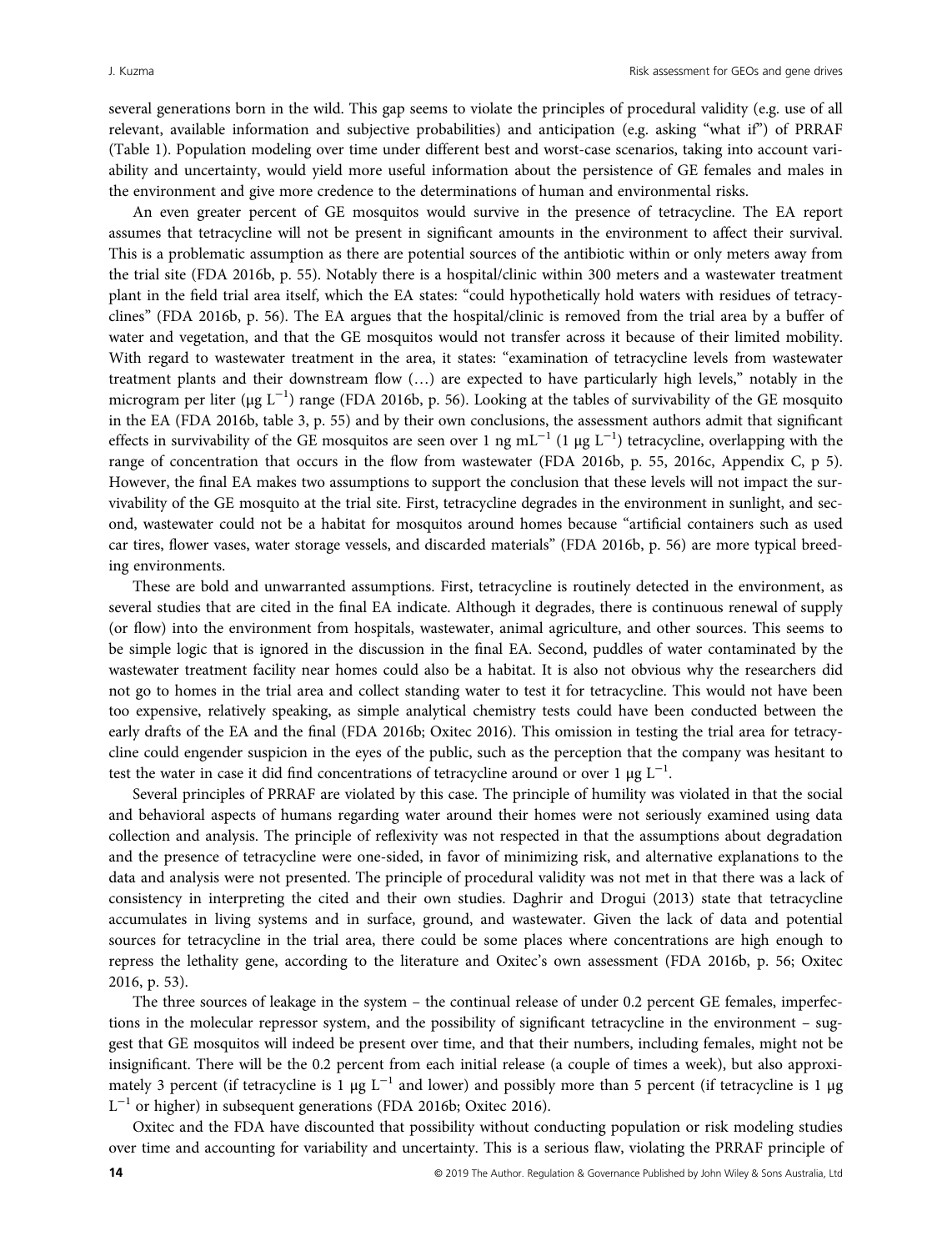several generations born in the wild. This gap seems to violate the principles of procedural validity (e.g. use of all relevant, available information and subjective probabilities) and anticipation (e.g. asking "what if") of PRRAF (Table 1). Population modeling over time under different best and worst-case scenarios, taking into account variability and uncertainty, would yield more useful information about the persistence of GE females and males in the environment and give more credence to the determinations of human and environmental risks.

An even greater percent of GE mosquitos would survive in the presence of tetracycline. The EA report assumes that tetracycline will not be present in significant amounts in the environment to affect their survival. This is a problematic assumption as there are potential sources of the antibiotic within or only meters away from the trial site (FDA 2016b, p. 55). Notably there is a hospital/clinic within 300 meters and a wastewater treatment plant in the field trial area itself, which the EA states: "could hypothetically hold waters with residues of tetracyclines" (FDA 2016b, p. 56). The EA argues that the hospital/clinic is removed from the trial area by a buffer of water and vegetation, and that the GE mosquitos would not transfer across it because of their limited mobility. With regard to wastewater treatment in the area, it states: "examination of tetracycline levels from wastewater treatment plants and their downstream flow (…) are expected to have particularly high levels," notably in the microgram per liter ($\mu g\ L^{-1}$) range (FDA 2016b, p. 56). Looking at the tables of survivability of the GE mosquito in the EA (FDA 2016b, table 3, p. 55) and by their own conclusions, the assessment authors admit that significant effects in survivability of the GE mosquitos are seen over 1 ng $mL^{-1}$ (1 $\mu g\ L^{-1}$) tetracycline, overlapping with the range of concentration that occurs in the flow from wastewater (FDA 2016b, p. 55, 2016c, Appendix C, p 5). However, the final EA makes two assumptions to support the conclusion that these levels will not impact the survivability of the GE mosquito at the trial site. First, tetracycline degrades in the environment in sunlight, and second, wastewater could not be a habitat for mosquitos around homes because "artificial containers such as used car tires, flower vases, water storage vessels, and discarded materials" (FDA 2016b, p. 56) are more typical breeding environments.

These are bold and unwarranted assumptions. First, tetracycline is routinely detected in the environment, as several studies that are cited in the final EA indicate. Although it degrades, there is continuous renewal of supply (or flow) into the environment from hospitals, wastewater, animal agriculture, and other sources. This seems to be simple logic that is ignored in the discussion in the final EA. Second, puddles of water contaminated by the wastewater treatment facility near homes could also be a habitat. It is also not obvious why the researchers did not go to homes in the trial area and collect standing water to test it for tetracycline. This would not have been too expensive, relatively speaking, as simple analytical chemistry tests could have been conducted between the early drafts of the EA and the final (FDA 2016b; Oxitec 2016). This omission in testing the trial area for tetracycline could engender suspicion in the eyes of the public, such as the perception that the company was hesitant to test the water in case it did find concentrations of tetracycline around or over 1 $\mu g\ L^{-1}$.

Several principles of PRRAF are violated by this case. The principle of humility was violated in that the social and behavioral aspects of humans regarding water around their homes were not seriously examined using data collection and analysis. The principle of reflexivity was not respected in that the assumptions about degradation and the presence of tetracycline were one-sided, in favor of minimizing risk, and alternative explanations to the data and analysis were not presented. The principle of procedural validity was not met in that there was a lack of consistency in interpreting the cited and their own studies. Daghrir and Drogui (2013) state that tetracycline accumulates in living systems and in surface, ground, and wastewater. Given the lack of data and potential sources for tetracycline in the trial area, there could be some places where concentrations are high enough to repress the lethality gene, according to the literature and Oxitec's own assessment (FDA 2016b, p. 56; Oxitec 2016, p. 53).

The three sources of leakage in the system – the continual release of under 0.2 percent GE females, imperfections in the molecular repressor system, and the possibility of significant tetracycline in the environment – suggest that GE mosquitos will indeed be present over time, and that their numbers, including females, might not be insignificant. There will be the 0.2 percent from each initial release (a couple of times a week), but also approximately 3 percent (if tetracycline is 1 $\mu g\ L^{-1}$ and lower) and possibly more than 5 percent (if tetracycline is 1 $\mu g\ L^{-1}$ or higher) in subsequent generations (FDA 2016b; Oxitec 2016).

Oxitec and the FDA have discounted that possibility without conducting population or risk modeling studies over time and accounting for variability and uncertainty. This is a serious flaw, violating the PRRAF principle of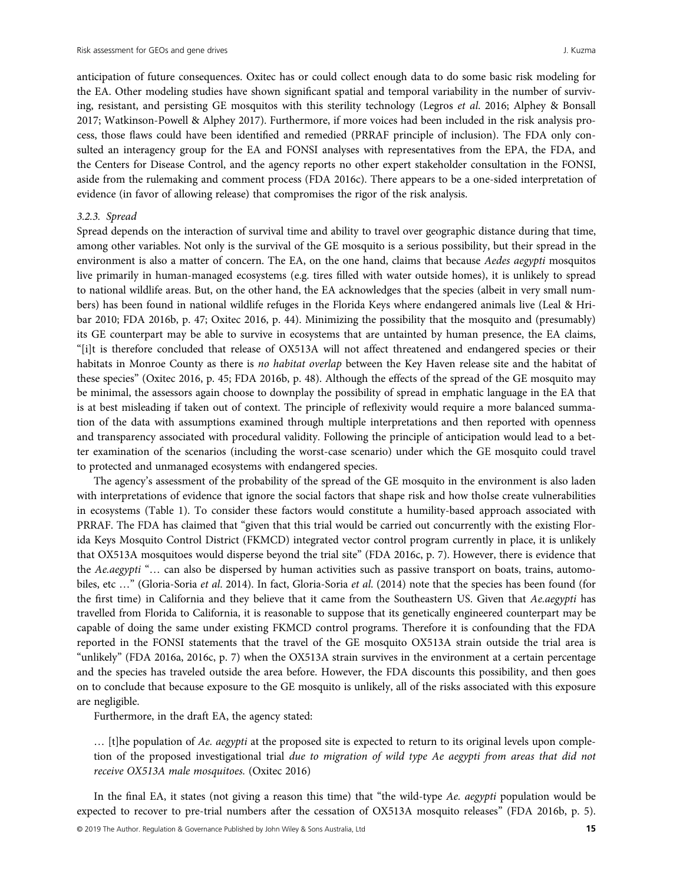anticipation of future consequences. Oxitec has or could collect enough data to do some basic risk modeling for the EA. Other modeling studies have shown significant spatial and temporal variability in the number of surviving, resistant, and persisting GE mosquitos with this sterility technology (Legros *et al.* 2016; Alphey & Bonsall 2017; Watkinson-Powell & Alphey 2017). Furthermore, if more voices had been included in the risk analysis process, those flaws could have been identified and remedied (PRRAF principle of inclusion). The FDA only consulted an interagency group for the EA and FONSI analyses with representatives from the EPA, the FDA, and the Centers for Disease Control, and the agency reports no other expert stakeholder consultation in the FONSI, aside from the rulemaking and comment process (FDA 2016c). There appears to be a one-sided interpretation of evidence (in favor of allowing release) that compromises the rigor of the risk analysis.

#### *3.2.3. Spread*

Spread depends on the interaction of survival time and ability to travel over geographic distance during that time, among other variables. Not only is the survival of the GE mosquito is a serious possibility, but their spread in the environment is also a matter of concern. The EA, on the one hand, claims that because *Aedes aegypti* mosquitos live primarily in human-managed ecosystems (e.g. tires filled with water outside homes), it is unlikely to spread to national wildlife areas. But, on the other hand, the EA acknowledges that the species (albeit in very small numbers) has been found in national wildlife refuges in the Florida Keys where endangered animals live (Leal & Hribar 2010; FDA 2016b, p. 47; Oxitec 2016, p. 44). Minimizing the possibility that the mosquito and (presumably) its GE counterpart may be able to survive in ecosystems that are untainted by human presence, the EA claims, "[i]t is therefore concluded that release of OX513A will not affect threatened and endangered species or their habitats in Monroe County as there is *no habitat overlap* between the Key Haven release site and the habitat of these species" (Oxitec 2016, p. 45; FDA 2016b, p. 48). Although the effects of the spread of the GE mosquito may be minimal, the assessors again choose to downplay the possibility of spread in emphatic language in the EA that is at best misleading if taken out of context. The principle of reflexivity would require a more balanced summation of the data with assumptions examined through multiple interpretations and then reported with openness and transparency associated with procedural validity. Following the principle of anticipation would lead to a better examination of the scenarios (including the worst-case scenario) under which the GE mosquito could travel to protected and unmanaged ecosystems with endangered species.

The agency's assessment of the probability of the spread of the GE mosquito in the environment is also laden with interpretations of evidence that ignore the social factors that shape risk and how thoIse create vulnerabilities in ecosystems (Table 1). To consider these factors would constitute a humility-based approach associated with PRRAF. The FDA has claimed that "given that this trial would be carried out concurrently with the existing Florida Keys Mosquito Control District (FKMCD) integrated vector control program currently in place, it is unlikely that OX513A mosquitoes would disperse beyond the trial site" (FDA 2016c, p. 7). However, there is evidence that the *Ae.aegypti* "… can also be dispersed by human activities such as passive transport on boats, trains, automobiles, etc …" (Gloria-Soria *et al.* 2014). In fact, Gloria-Soria *et al.* (2014) note that the species has been found (for the first time) in California and they believe that it came from the Southeastern US. Given that *Ae.aegypti* has travelled from Florida to California, it is reasonable to suppose that its genetically engineered counterpart may be capable of doing the same under existing FKMCD control programs. Therefore it is confounding that the FDA reported in the FONSI statements that the travel of the GE mosquito OX513A strain outside the trial area is "unlikely" (FDA 2016a, 2016c, p. 7) when the OX513A strain survives in the environment at a certain percentage and the species has traveled outside the area before. However, the FDA discounts this possibility, and then goes on to conclude that because exposure to the GE mosquito is unlikely, all of the risks associated with this exposure are negligible.

Furthermore, in the draft EA, the agency stated:

> … [t]he population of *Ae. aegypti* at the proposed site is expected to return to its original levels upon completion of the proposed investigational trial *due to migration of wild type Ae aegypti from areas that did not receive OX513A male mosquitoes.* (Oxitec 2016)

In the final EA, it states (not giving a reason this time) that "the wild-type *Ae. aegypti* population would be expected to recover to pre-trial numbers after the cessation of OX513A mosquito releases" (FDA 2016b, p. 5).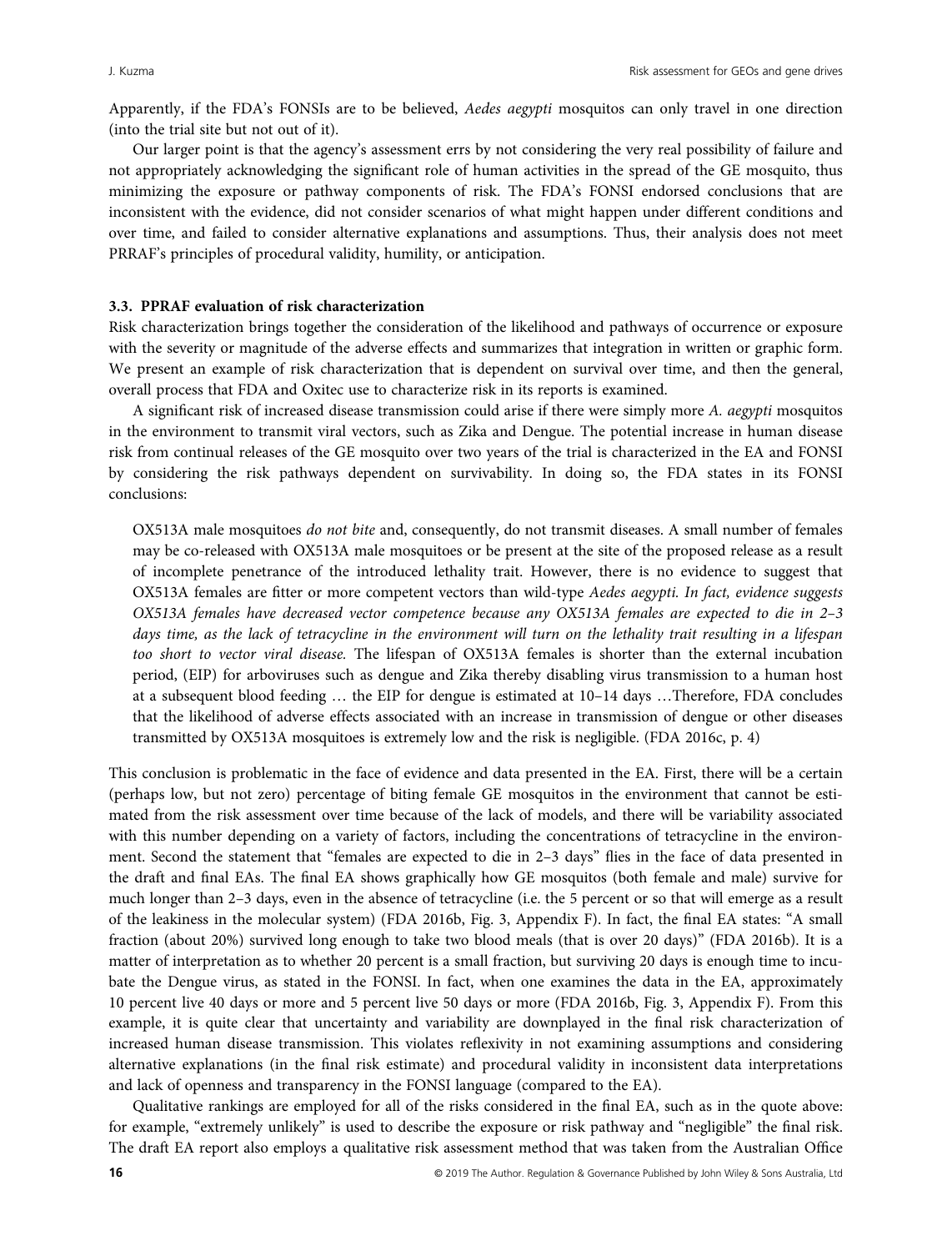Apparently, if the FDA's FONSIs are to be believed, *Aedes aegypti* mosquitos can only travel in one direction (into the trial site but not out of it).

Our larger point is that the agency's assessment errs by not considering the very real possibility of failure and not appropriately acknowledging the significant role of human activities in the spread of the GE mosquito, thus minimizing the exposure or pathway components of risk. The FDA's FONSI endorsed conclusions that are inconsistent with the evidence, did not consider scenarios of what might happen under different conditions and over time, and failed to consider alternative explanations and assumptions. Thus, their analysis does not meet PRRAF's principles of procedural validity, humility, or anticipation.

### 3.3. PPRAF evaluation of risk characterization

Risk characterization brings together the consideration of the likelihood and pathways of occurrence or exposure with the severity or magnitude of the adverse effects and summarizes that integration in written or graphic form. We present an example of risk characterization that is dependent on survival over time, and then the general, overall process that FDA and Oxitec use to characterize risk in its reports is examined.

A significant risk of increased disease transmission could arise if there were simply more *A. aegypti* mosquitos in the environment to transmit viral vectors, such as Zika and Dengue. The potential increase in human disease risk from continual releases of the GE mosquito over two years of the trial is characterized in the EA and FONSI by considering the risk pathways dependent on survivability. In doing so, the FDA states in its FONSI conclusions:

> OX513A male mosquitoes *do not bite* and, consequently, do not transmit diseases. A small number of females may be co-released with OX513A male mosquitoes or be present at the site of the proposed release as a result of incomplete penetrance of the introduced lethality trait. However, there is no evidence to suggest that OX513A females are fitter or more competent vectors than wild-type *Aedes aegypti. In fact, evidence suggests OX513A females have decreased vector competence because any OX513A females are expected to die in 2–3 days time, as the lack of tetracycline in the environment will turn on the lethality trait resulting in a lifespan too short to vector viral disease.* The lifespan of OX513A females is shorter than the external incubation period, (EIP) for arboviruses such as dengue and Zika thereby disabling virus transmission to a human host at a subsequent blood feeding … the EIP for dengue is estimated at 10–14 days …Therefore, FDA concludes that the likelihood of adverse effects associated with an increase in transmission of dengue or other diseases transmitted by OX513A mosquitoes is extremely low and the risk is negligible. (FDA 2016c, p. 4)

This conclusion is problematic in the face of evidence and data presented in the EA. First, there will be a certain (perhaps low, but not zero) percentage of biting female GE mosquitos in the environment that cannot be estimated from the risk assessment over time because of the lack of models, and there will be variability associated with this number depending on a variety of factors, including the concentrations of tetracycline in the environment. Second the statement that "females are expected to die in 2–3 days" flies in the face of data presented in the draft and final EAs. The final EA shows graphically how GE mosquitos (both female and male) survive for much longer than 2–3 days, even in the absence of tetracycline (i.e. the 5 percent or so that will emerge as a result of the leakiness in the molecular system) (FDA 2016b, Fig. 3, Appendix F). In fact, the final EA states: "A small fraction (about 20%) survived long enough to take two blood meals (that is over 20 days)" (FDA 2016b). It is a matter of interpretation as to whether 20 percent is a small fraction, but surviving 20 days is enough time to incubate the Dengue virus, as stated in the FONSI. In fact, when one examines the data in the EA, approximately 10 percent live 40 days or more and 5 percent live 50 days or more (FDA 2016b, Fig. 3, Appendix F). From this example, it is quite clear that uncertainty and variability are downplayed in the final risk characterization of increased human disease transmission. This violates reflexivity in not examining assumptions and considering alternative explanations (in the final risk estimate) and procedural validity in inconsistent data interpretations and lack of openness and transparency in the FONSI language (compared to the EA).

Qualitative rankings are employed for all of the risks considered in the final EA, such as in the quote above: for example, "extremely unlikely" is used to describe the exposure or risk pathway and "negligible" the final risk. The draft EA report also employs a qualitative risk assessment method that was taken from the Australian Office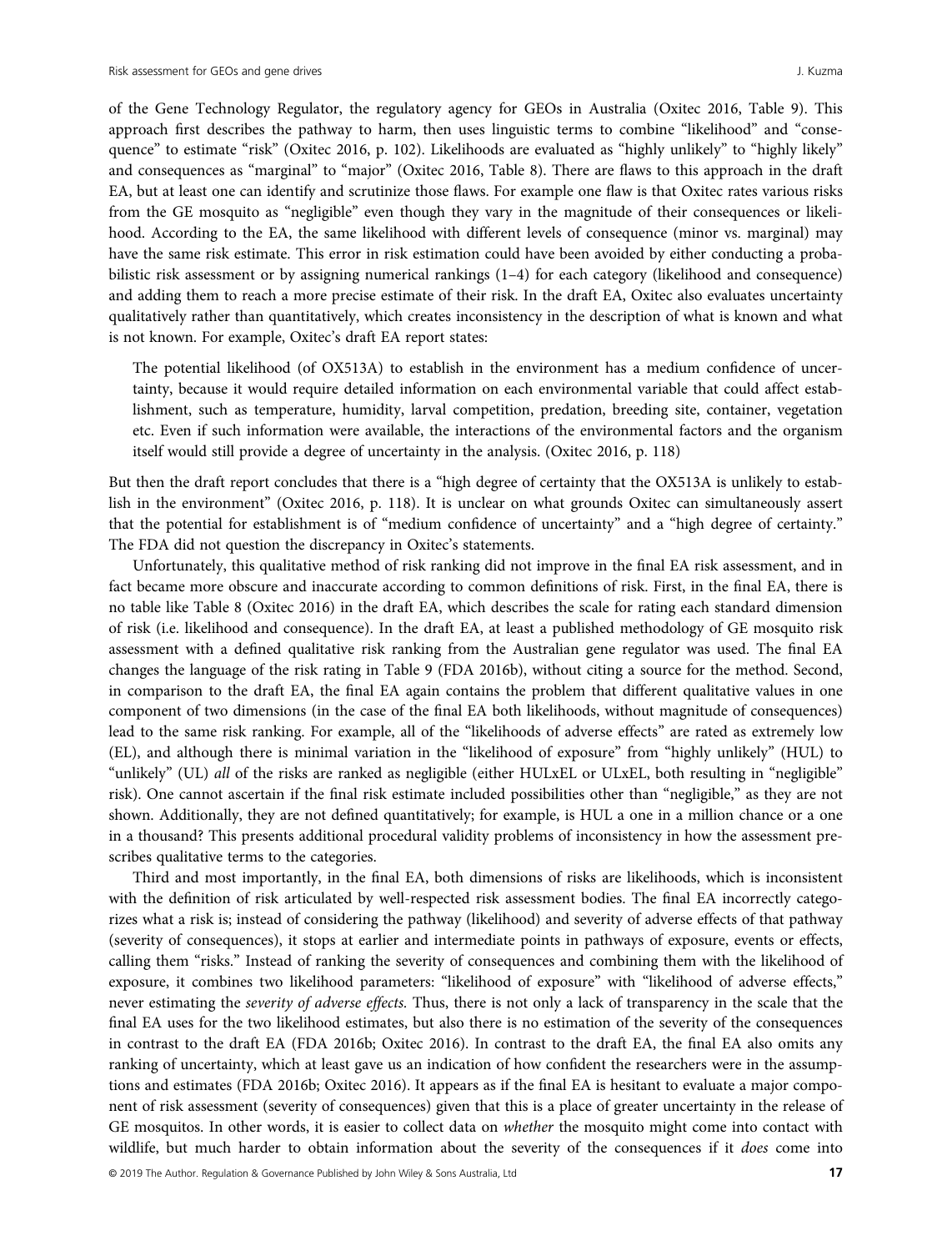of the Gene Technology Regulator, the regulatory agency for GEOs in Australia (Oxitec 2016, Table 9). This approach first describes the pathway to harm, then uses linguistic terms to combine "likelihood" and "consequence" to estimate "risk" (Oxitec 2016, p. 102). Likelihoods are evaluated as "highly unlikely" to "highly likely" and consequences as "marginal" to "major" (Oxitec 2016, Table 8). There are flaws to this approach in the draft EA, but at least one can identify and scrutinize those flaws. For example one flaw is that Oxitec rates various risks from the GE mosquito as "negligible" even though they vary in the magnitude of their consequences or likelihood. According to the EA, the same likelihood with different levels of consequence (minor vs. marginal) may have the same risk estimate. This error in risk estimation could have been avoided by either conducting a probabilistic risk assessment or by assigning numerical rankings (1–4) for each category (likelihood and consequence) and adding them to reach a more precise estimate of their risk. In the draft EA, Oxitec also evaluates uncertainty qualitatively rather than quantitatively, which creates inconsistency in the description of what is known and what is not known. For example, Oxitec's draft EA report states:

> The potential likelihood (of OX513A) to establish in the environment has a medium confidence of uncertainty, because it would require detailed information on each environmental variable that could affect establishment, such as temperature, humidity, larval competition, predation, breeding site, container, vegetation etc. Even if such information were available, the interactions of the environmental factors and the organism itself would still provide a degree of uncertainty in the analysis. (Oxitec 2016, p. 118)

But then the draft report concludes that there is a "high degree of certainty that the OX513A is unlikely to establish in the environment" (Oxitec 2016, p. 118). It is unclear on what grounds Oxitec can simultaneously assert that the potential for establishment is of "medium confidence of uncertainty" and a "high degree of certainty." The FDA did not question the discrepancy in Oxitec's statements.

Unfortunately, this qualitative method of risk ranking did not improve in the final EA risk assessment, and in fact became more obscure and inaccurate according to common definitions of risk. First, in the final EA, there is no table like Table 8 (Oxitec 2016) in the draft EA, which describes the scale for rating each standard dimension of risk (i.e. likelihood and consequence). In the draft EA, at least a published methodology of GE mosquito risk assessment with a defined qualitative risk ranking from the Australian gene regulator was used. The final EA changes the language of the risk rating in Table 9 (FDA 2016b), without citing a source for the method. Second, in comparison to the draft EA, the final EA again contains the problem that different qualitative values in one component of two dimensions (in the case of the final EA both likelihoods, without magnitude of consequences) lead to the same risk ranking. For example, all of the "likelihoods of adverse effects" are rated as extremely low (EL), and although there is minimal variation in the "likelihood of exposure" from "highly unlikely" (HUL) to "unlikely" (UL) *all* of the risks are ranked as negligible (either HULxEL or ULxEL, both resulting in "negligible" risk). One cannot ascertain if the final risk estimate included possibilities other than "negligible," as they are not shown. Additionally, they are not defined quantitatively; for example, is HUL a one in a million chance or a one in a thousand? This presents additional procedural validity problems of inconsistency in how the assessment prescribes qualitative terms to the categories.

Third and most importantly, in the final EA, both dimensions of risks are likelihoods, which is inconsistent with the definition of risk articulated by well-respected risk assessment bodies. The final EA incorrectly categorizes what a risk is; instead of considering the pathway (likelihood) and severity of adverse effects of that pathway (severity of consequences), it stops at earlier and intermediate points in pathways of exposure, events or effects, calling them "risks." Instead of ranking the severity of consequences and combining them with the likelihood of exposure, it combines two likelihood parameters: "likelihood of exposure" with "likelihood of adverse effects," never estimating the *severity of adverse effects.* Thus, there is not only a lack of transparency in the scale that the final EA uses for the two likelihood estimates, but also there is no estimation of the severity of the consequences in contrast to the draft EA (FDA 2016b; Oxitec 2016). In contrast to the draft EA, the final EA also omits any ranking of uncertainty, which at least gave us an indication of how confident the researchers were in the assumptions and estimates (FDA 2016b; Oxitec 2016). It appears as if the final EA is hesitant to evaluate a major component of risk assessment (severity of consequences) given that this is a place of greater uncertainty in the release of GE mosquitos. In other words, it is easier to collect data on *whether* the mosquito might come into contact with wildlife, but much harder to obtain information about the severity of the consequences if it *does* come into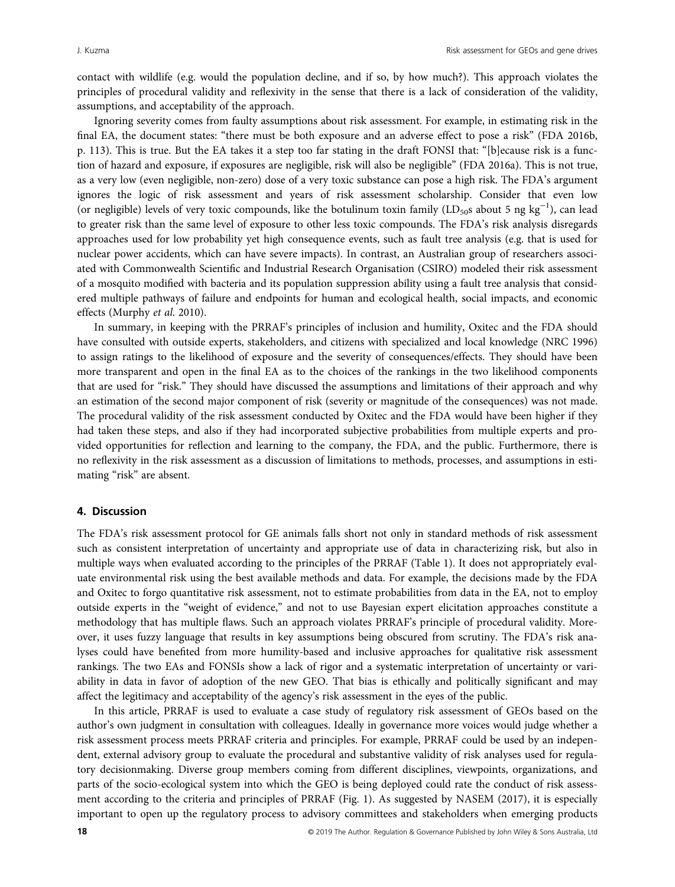contact with wildlife (e.g. would the population decline, and if so, by how much?). This approach violates the principles of procedural validity and reflexivity in the sense that there is a lack of consideration of the validity, assumptions, and acceptability of the approach.

Ignoring severity comes from faulty assumptions about risk assessment. For example, in estimating risk in the final EA, the document states: "there must be both exposure and an adverse effect to pose a risk" (FDA 2016b, p. 113). This is true. But the EA takes it a step too far stating in the draft FONSI that: "[b]ecause risk is a function of hazard and exposure, if exposures are negligible, risk will also be negligible" (FDA 2016a). This is not true, as a very low (even negligible, non-zero) dose of a very toxic substance can pose a high risk. The FDA's argument ignores the logic of risk assessment and years of risk assessment scholarship. Consider that even low (or negligible) levels of very toxic compounds, like the botulinum toxin family ($LD_{50}$s about 5 ng $kg^{-1}$), can lead to greater risk than the same level of exposure to other less toxic compounds. The FDA's risk analysis disregards approaches used for low probability yet high consequence events, such as fault tree analysis (e.g. that is used for nuclear power accidents, which can have severe impacts). In contrast, an Australian group of researchers associated with Commonwealth Scientific and Industrial Research Organisation (CSIRO) modeled their risk assessment of a mosquito modified with bacteria and its population suppression ability using a fault tree analysis that considered multiple pathways of failure and endpoints for human and ecological health, social impacts, and economic effects (Murphy *et al.* 2010).

In summary, in keeping with the PRRAF's principles of inclusion and humility, Oxitec and the FDA should have consulted with outside experts, stakeholders, and citizens with specialized and local knowledge (NRC 1996) to assign ratings to the likelihood of exposure and the severity of consequences/effects. They should have been more transparent and open in the final EA as to the choices of the rankings in the two likelihood components that are used for "risk." They should have discussed the assumptions and limitations of their approach and why an estimation of the second major component of risk (severity or magnitude of the consequences) was not made. The procedural validity of the risk assessment conducted by Oxitec and the FDA would have been higher if they had taken these steps, and also if they had incorporated subjective probabilities from multiple experts and provided opportunities for reflection and learning to the company, the FDA, and the public. Furthermore, there is no reflexivity in the risk assessment as a discussion of limitations to methods, processes, and assumptions in estimating "risk" are absent.

## 4. Discussion

The FDA's risk assessment protocol for GE animals falls short not only in standard methods of risk assessment such as consistent interpretation of uncertainty and appropriate use of data in characterizing risk, but also in multiple ways when evaluated according to the principles of the PRRAF (Table 1). It does not appropriately evaluate environmental risk using the best available methods and data. For example, the decisions made by the FDA and Oxitec to forgo quantitative risk assessment, not to estimate probabilities from data in the EA, not to employ outside experts in the "weight of evidence," and not to use Bayesian expert elicitation approaches constitute a methodology that has multiple flaws. Such an approach violates PRRAF's principle of procedural validity. Moreover, it uses fuzzy language that results in key assumptions being obscured from scrutiny. The FDA's risk analyses could have benefited from more humility-based and inclusive approaches for qualitative risk assessment rankings. The two EAs and FONSIs show a lack of rigor and a systematic interpretation of uncertainty or variability in data in favor of adoption of the new GEO. That bias is ethically and politically significant and may affect the legitimacy and acceptability of the agency's risk assessment in the eyes of the public.

In this article, PRRAF is used to evaluate a case study of regulatory risk assessment of GEOs based on the author's own judgment in consultation with colleagues. Ideally in governance more voices would judge whether a risk assessment process meets PRRAF criteria and principles. For example, PRRAF could be used by an independent, external advisory group to evaluate the procedural and substantive validity of risk analyses used for regulatory decisionmaking. Diverse group members coming from different disciplines, viewpoints, organizations, and parts of the socio-ecological system into which the GEO is being deployed could rate the conduct of risk assessment according to the criteria and principles of PRRAF (Fig. 1). As suggested by NASEM (2017), it is especially important to open up the regulatory process to advisory committees and stakeholders when emerging products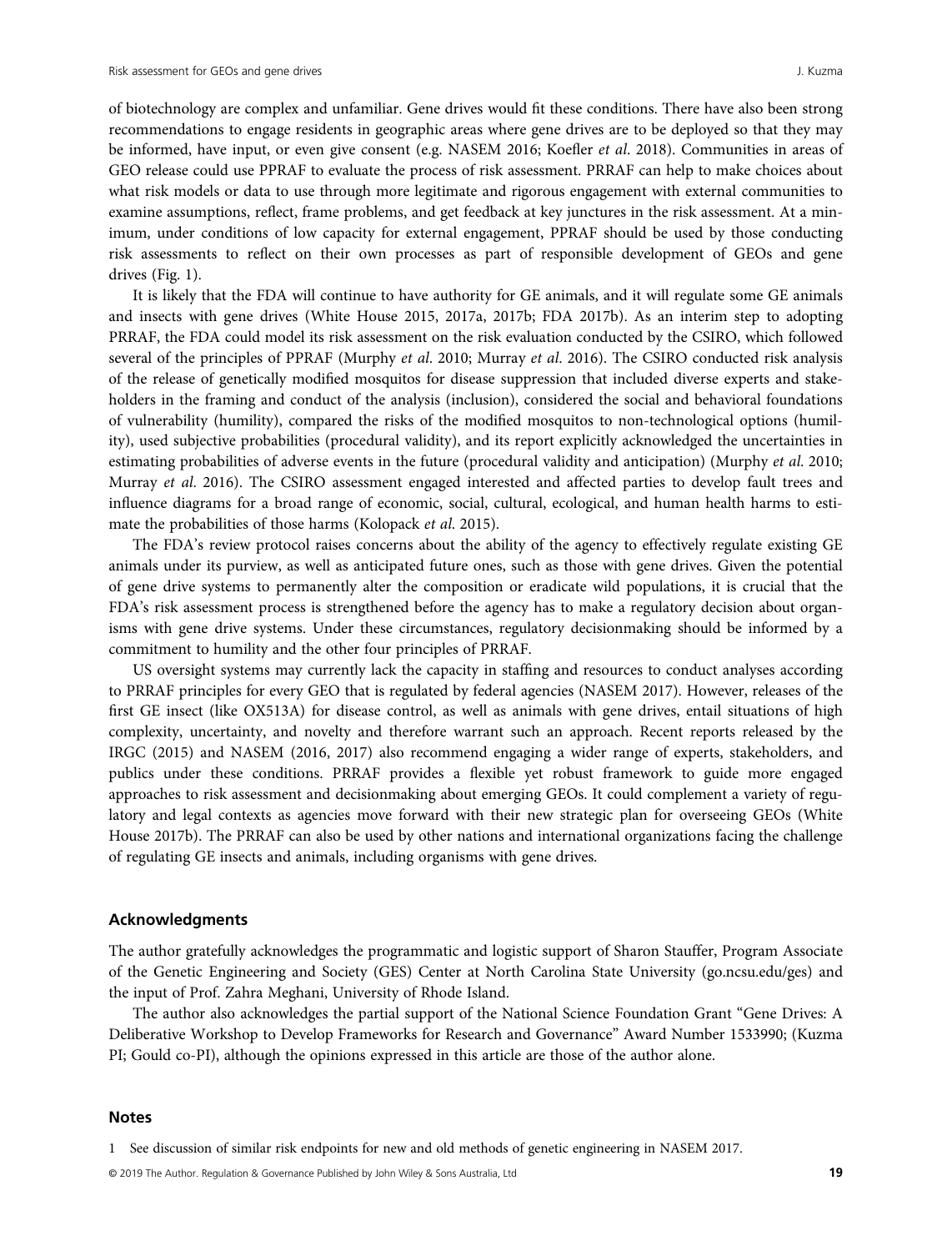of biotechnology are complex and unfamiliar. Gene drives would fit these conditions. There have also been strong recommendations to engage residents in geographic areas where gene drives are to be deployed so that they may be informed, have input, or even give consent (e.g. NASEM 2016; Koefler *et al*. 2018). Communities in areas of GEO release could use PPRAF to evaluate the process of risk assessment. PRRAF can help to make choices about what risk models or data to use through more legitimate and rigorous engagement with external communities to examine assumptions, reflect, frame problems, and get feedback at key junctures in the risk assessment. At a minimum, under conditions of low capacity for external engagement, PPRAF should be used by those conducting risk assessments to reflect on their own processes as part of responsible development of GEOs and gene drives (Fig. 1).

It is likely that the FDA will continue to have authority for GE animals, and it will regulate some GE animals and insects with gene drives (White House 2015, 2017a, 2017b; FDA 2017b). As an interim step to adopting PRRAF, the FDA could model its risk assessment on the risk evaluation conducted by the CSIRO, which followed several of the principles of PPRAF (Murphy *et al*. 2010; Murray *et al*. 2016). The CSIRO conducted risk analysis of the release of genetically modified mosquitos for disease suppression that included diverse experts and stakeholders in the framing and conduct of the analysis (inclusion), considered the social and behavioral foundations of vulnerability (humility), compared the risks of the modified mosquitos to non-technological options (humility), used subjective probabilities (procedural validity), and its report explicitly acknowledged the uncertainties in estimating probabilities of adverse events in the future (procedural validity and anticipation) (Murphy *et al*. 2010; Murray *et al*. 2016). The CSIRO assessment engaged interested and affected parties to develop fault trees and influence diagrams for a broad range of economic, social, cultural, ecological, and human health harms to estimate the probabilities of those harms (Kolopack *et al*. 2015).

The FDA's review protocol raises concerns about the ability of the agency to effectively regulate existing GE animals under its purview, as well as anticipated future ones, such as those with gene drives. Given the potential of gene drive systems to permanently alter the composition or eradicate wild populations, it is crucial that the FDA's risk assessment process is strengthened before the agency has to make a regulatory decision about organisms with gene drive systems. Under these circumstances, regulatory decisionmaking should be informed by a commitment to humility and the other four principles of PRRAF.

US oversight systems may currently lack the capacity in staffing and resources to conduct analyses according to PRRAF principles for every GEO that is regulated by federal agencies (NASEM 2017). However, releases of the first GE insect (like OX513A) for disease control, as well as animals with gene drives, entail situations of high complexity, uncertainty, and novelty and therefore warrant such an approach. Recent reports released by the IRGC (2015) and NASEM (2016, 2017) also recommend engaging a wider range of experts, stakeholders, and publics under these conditions. PRRAF provides a flexible yet robust framework to guide more engaged approaches to risk assessment and decisionmaking about emerging GEOs. It could complement a variety of regulatory and legal contexts as agencies move forward with their new strategic plan for overseeing GEOs (White House 2017b). The PRRAF can also be used by other nations and international organizations facing the challenge of regulating GE insects and animals, including organisms with gene drives.

## Acknowledgments

The author gratefully acknowledges the programmatic and logistic support of Sharon Stauffer, Program Associate of the Genetic Engineering and Society (GES) Center at North Carolina State University (go.ncsu.edu/ges) and the input of Prof. Zahra Meghani, University of Rhode Island.

The author also acknowledges the partial support of the National Science Foundation Grant "Gene Drives: A Deliberative Workshop to Develop Frameworks for Research and Governance" Award Number 1533990; (Kuzma PI; Gould co-PI), although the opinions expressed in this article are those of the author alone.

## Notes

1 See discussion of similar risk endpoints for new and old methods of genetic engineering in NASEM 2017.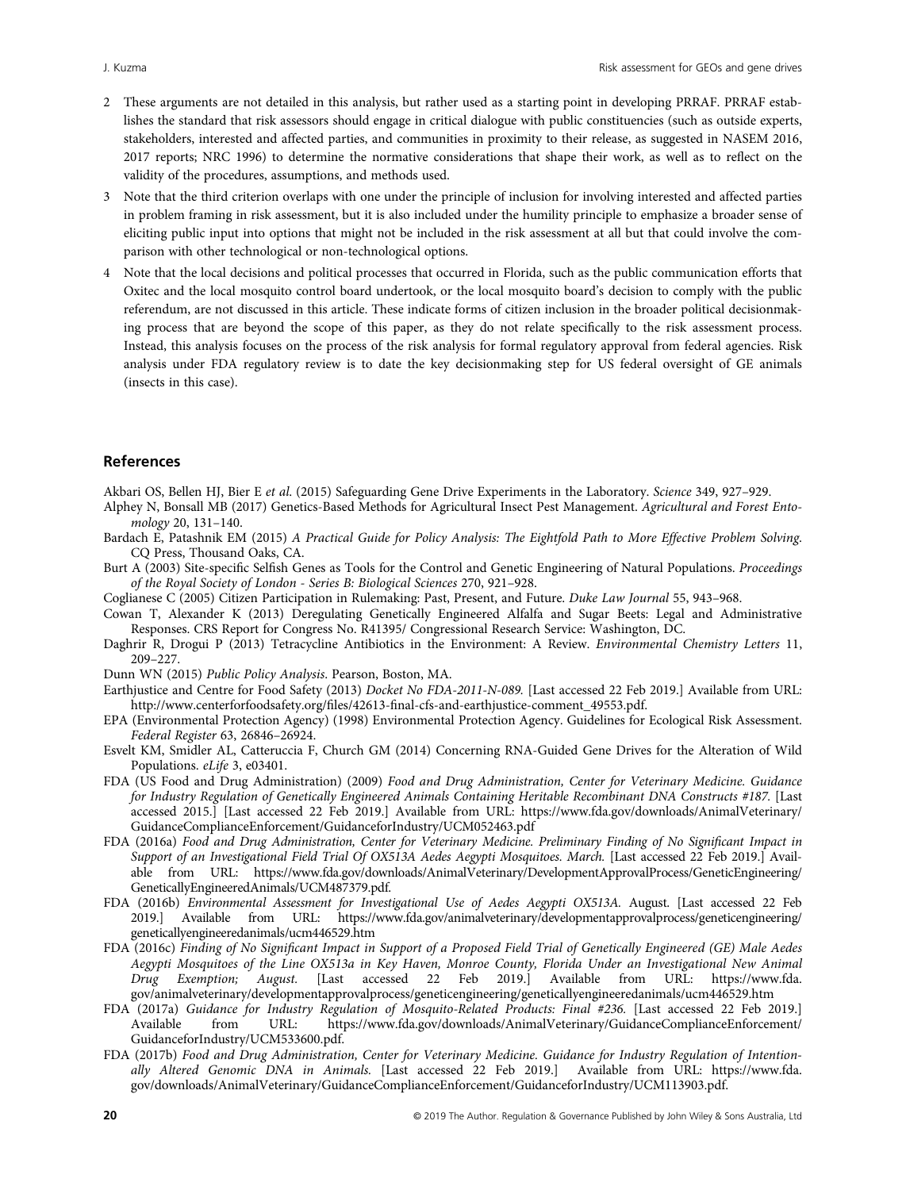2 These arguments are not detailed in this analysis, but rather used as a starting point in developing PRRAF. PRRAF establishes the standard that risk assessors should engage in critical dialogue with public constituencies (such as outside experts, stakeholders, interested and affected parties, and communities in proximity to their release, as suggested in NASEM 2016, 2017 reports; NRC 1996) to determine the normative considerations that shape their work, as well as to reflect on the validity of the procedures, assumptions, and methods used.

3 Note that the third criterion overlaps with one under the principle of inclusion for involving interested and affected parties in problem framing in risk assessment, but it is also included under the humility principle to emphasize a broader sense of eliciting public input into options that might not be included in the risk assessment at all but that could involve the comparison with other technological or non-technological options.

4 Note that the local decisions and political processes that occurred in Florida, such as the public communication efforts that Oxitec and the local mosquito control board undertook, or the local mosquito board's decision to comply with the public referendum, are not discussed in this article. These indicate forms of citizen inclusion in the broader political decisionmaking process that are beyond the scope of this paper, as they do not relate specifically to the risk assessment process. Instead, this analysis focuses on the process of the risk analysis for formal regulatory approval from federal agencies. Risk analysis under FDA regulatory review is to date the key decisionmaking step for US federal oversight of GE animals (insects in this case).

## References

Akbari OS, Bellen HJ, Bier E *et al.* (2015) Safeguarding Gene Drive Experiments in the Laboratory. *Science* 349, 927–929.

Alphey N, Bonsall MB (2017) Genetics-Based Methods for Agricultural Insect Pest Management. *Agricultural and Forest Entomology* 20, 131–140.

Bardach E, Patashnik EM (2015) *A Practical Guide for Policy Analysis: The Eightfold Path to More Effective Problem Solving*. CQ Press, Thousand Oaks, CA.

Burt A (2003) Site-specific Selfish Genes as Tools for the Control and Genetic Engineering of Natural Populations. *Proceedings of the Royal Society of London - Series B: Biological Sciences* 270, 921–928.

Coglianese C (2005) Citizen Participation in Rulemaking: Past, Present, and Future. *Duke Law Journal* 55, 943–968.

Cowan T, Alexander K (2013) Deregulating Genetically Engineered Alfalfa and Sugar Beets: Legal and Administrative Responses. CRS Report for Congress No. R41395/ Congressional Research Service: Washington, DC.

Daghrir R, Drogui P (2013) Tetracycline Antibiotics in the Environment: A Review. *Environmental Chemistry Letters* 11, 209–227.

Dunn WN (2015) *Public Policy Analysis*. Pearson, Boston, MA.

Earthjustice and Centre for Food Safety (2013) *Docket No FDA-2011-N-089.* [Last accessed 22 Feb 2019.] Available from URL: http://www.centerforfoodsafety.org/files/42613-final-cfs-and-earthjustice-comment_49553.pdf.

EPA (Environmental Protection Agency) (1998) Environmental Protection Agency. Guidelines for Ecological Risk Assessment. *Federal Register* 63, 26846–26924.

Esvelt KM, Smidler AL, Catteruccia F, Church GM (2014) Concerning RNA-Guided Gene Drives for the Alteration of Wild Populations. *eLife* 3, e03401.

FDA (US Food and Drug Administration) (2009) *Food and Drug Administration, Center for Veterinary Medicine. Guidance for Industry Regulation of Genetically Engineered Animals Containing Heritable Recombinant DNA Constructs #187.* [Last accessed 2015.] [Last accessed 22 Feb 2019.] Available from URL: https://www.fda.gov/downloads/AnimalVeterinary/GuidanceComplianceEnforcement/GuidanceforIndustry/UCM052463.pdf

FDA (2016a) *Food and Drug Administration, Center for Veterinary Medicine. Preliminary Finding of No Significant Impact in Support of an Investigational Field Trial Of OX513A Aedes Aegypti Mosquitoes. March.* [Last accessed 22 Feb 2019.] Available from URL: https://www.fda.gov/downloads/AnimalVeterinary/DevelopmentApprovalProcess/GeneticEngineering/GeneticallyEngineeredAnimals/UCM487379.pdf.

FDA (2016b) *Environmental Assessment for Investigational Use of Aedes Aegypti OX513A.* August. [Last accessed 22 Feb 2019.] Available from URL: https://www.fda.gov/animalveterinary/developmentapprovalprocess/geneticengineering/geneticallyengineeredanimals/ucm446529.htm

FDA (2016c) *Finding of No Significant Impact in Support of a Proposed Field Trial of Genetically Engineered (GE) Male Aedes Aegypti Mosquitoes of the Line OX513a in Key Haven, Monroe County, Florida Under an Investigational New Animal Drug Exemption; August.* [Last accessed 22 Feb 2019.] Available from URL: https://www.fda.gov/animalveterinary/developmentapprovalprocess/geneticengineering/geneticallyengineeredanimals/ucm446529.htm

FDA (2017a) *Guidance for Industry Regulation of Mosquito-Related Products: Final #236.* [Last accessed 22 Feb 2019.] Available from URL: https://www.fda.gov/downloads/AnimalVeterinary/GuidanceComplianceEnforcement/GuidanceforIndustry/UCM533600.pdf.

FDA (2017b) *Food and Drug Administration, Center for Veterinary Medicine. Guidance for Industry Regulation of Intentionally Altered Genomic DNA in Animals.* [Last accessed 22 Feb 2019.] Available from URL: https://www.fda.gov/downloads/AnimalVeterinary/GuidanceComplianceEnforcement/GuidanceforIndustry/UCM113903.pdf.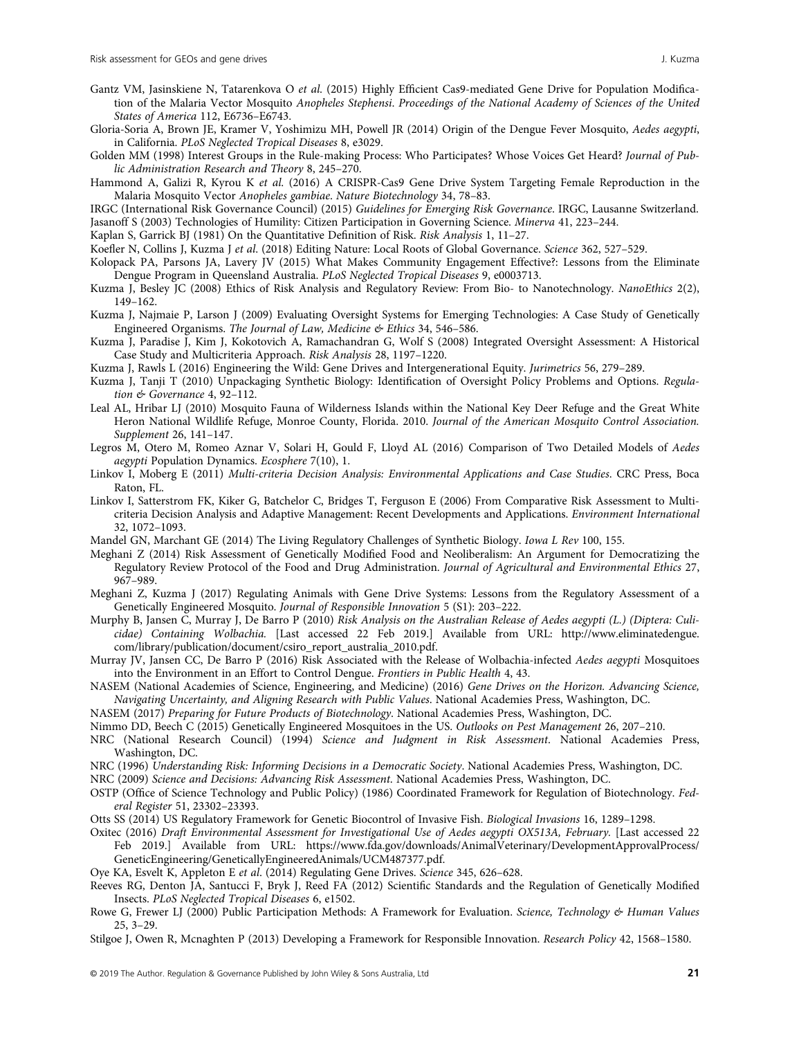Gantz VM, Jasinskiene N, Tatarenkova O *et al*. (2015) Highly Efficient Cas9-mediated Gene Drive for Population Modification of the Malaria Vector Mosquito *Anopheles Stephensi*. *Proceedings of the National Academy of Sciences of the United States of America* 112, E6736–E6743.

Gloria-Soria A, Brown JE, Kramer V, Yoshimizu MH, Powell JR (2014) Origin of the Dengue Fever Mosquito, *Aedes aegypti*, in California. *PLoS Neglected Tropical Diseases* 8, e3029.

Golden MM (1998) Interest Groups in the Rule-making Process: Who Participates? Whose Voices Get Heard? *Journal of Public Administration Research and Theory* 8, 245–270.

Hammond A, Galizi R, Kyrou K *et al*. (2016) A CRISPR-Cas9 Gene Drive System Targeting Female Reproduction in the Malaria Mosquito Vector *Anopheles gambiae*. *Nature Biotechnology* 34, 78–83.

IRGC (International Risk Governance Council) (2015) *Guidelines for Emerging Risk Governance*. IRGC, Lausanne Switzerland.

Jasanoff S (2003) Technologies of Humility: Citizen Participation in Governing Science. *Minerva* 41, 223–244.

Kaplan S, Garrick BJ (1981) On the Quantitative Definition of Risk. *Risk Analysis* 1, 11–27.

Koefler N, Collins J, Kuzma J *et al*. (2018) Editing Nature: Local Roots of Global Governance. *Science* 362, 527–529.

Kolopack PA, Parsons JA, Lavery JV (2015) What Makes Community Engagement Effective?: Lessons from the Eliminate Dengue Program in Queensland Australia. *PLoS Neglected Tropical Diseases* 9, e0003713.

Kuzma J, Besley JC (2008) Ethics of Risk Analysis and Regulatory Review: From Bio- to Nanotechnology. *NanoEthics* 2(2), 149–162.

Kuzma J, Najmaie P, Larson J (2009) Evaluating Oversight Systems for Emerging Technologies: A Case Study of Genetically Engineered Organisms. *The Journal of Law, Medicine & Ethics* 34, 546–586.

Kuzma J, Paradise J, Kim J, Kokotovich A, Ramachandran G, Wolf S (2008) Integrated Oversight Assessment: A Historical Case Study and Multicriteria Approach. *Risk Analysis* 28, 1197–1220.

Kuzma J, Rawls L (2016) Engineering the Wild: Gene Drives and Intergenerational Equity. *Jurimetrics* 56, 279–289.

Kuzma J, Tanji T (2010) Unpackaging Synthetic Biology: Identification of Oversight Policy Problems and Options. *Regulation & Governance* 4, 92–112.

Leal AL, Hribar LJ (2010) Mosquito Fauna of Wilderness Islands within the National Key Deer Refuge and the Great White Heron National Wildlife Refuge, Monroe County, Florida. 2010. *Journal of the American Mosquito Control Association. Supplement* 26, 141–147.

Legros M, Otero M, Romeo Aznar V, Solari H, Gould F, Lloyd AL (2016) Comparison of Two Detailed Models of *Aedes aegypti* Population Dynamics. *Ecosphere* 7(10), 1.

Linkov I, Moberg E (2011) *Multi-criteria Decision Analysis: Environmental Applications and Case Studies*. CRC Press, Boca Raton, FL.

Linkov I, Satterstrom FK, Kiker G, Batchelor C, Bridges T, Ferguson E (2006) From Comparative Risk Assessment to Multi-criteria Decision Analysis and Adaptive Management: Recent Developments and Applications. *Environment International* 32, 1072–1093.

Mandel GN, Marchant GE (2014) The Living Regulatory Challenges of Synthetic Biology. *Iowa L Rev* 100, 155.

Meghani Z (2014) Risk Assessment of Genetically Modified Food and Neoliberalism: An Argument for Democratizing the Regulatory Review Protocol of the Food and Drug Administration. *Journal of Agricultural and Environmental Ethics* 27, 967–989.

Meghani Z, Kuzma J (2017) Regulating Animals with Gene Drive Systems: Lessons from the Regulatory Assessment of a Genetically Engineered Mosquito. *Journal of Responsible Innovation* 5 (S1): 203–222.

Murphy B, Jansen C, Murray J, De Barro P (2010) *Risk Analysis on the Australian Release of Aedes aegypti (L.) (Diptera: Culicidae) Containing Wolbachia*. [Last accessed 22 Feb 2019.] Available from URL: http://www.eliminatedengue.com/library/publication/document/csiro_report_australia_2010.pdf.

Murray JV, Jansen CC, De Barro P (2016) Risk Associated with the Release of Wolbachia-infected *Aedes aegypti* Mosquitoes into the Environment in an Effort to Control Dengue. *Frontiers in Public Health* 4, 43.

NASEM (National Academies of Science, Engineering, and Medicine) (2016) *Gene Drives on the Horizon. Advancing Science, Navigating Uncertainty, and Aligning Research with Public Values*. National Academies Press, Washington, DC.

NASEM (2017) *Preparing for Future Products of Biotechnology*. National Academies Press, Washington, DC.

Nimmo DD, Beech C (2015) Genetically Engineered Mosquitoes in the US. *Outlooks on Pest Management* 26, 207–210.

NRC (National Research Council) (1994) *Science and Judgment in Risk Assessment*. National Academies Press, Washington, DC.

NRC (1996) *Understanding Risk: Informing Decisions in a Democratic Society*. National Academies Press, Washington, DC.

NRC (2009) *Science and Decisions: Advancing Risk Assessment*. National Academies Press, Washington, DC.

OSTP (Office of Science Technology and Public Policy) (1986) Coordinated Framework for Regulation of Biotechnology. *Federal Register* 51, 23302–23393.

Otts SS (2014) US Regulatory Framework for Genetic Biocontrol of Invasive Fish. *Biological Invasions* 16, 1289–1298.

Oxitec (2016) *Draft Environmental Assessment for Investigational Use of Aedes aegypti OX513A, February*. [Last accessed 22 Feb 2019.] Available from URL: https://www.fda.gov/downloads/AnimalVeterinary/DevelopmentApprovalProcess/GeneticEngineering/GeneticallyEngineeredAnimals/UCM487377.pdf.

Oye KA, Esvelt K, Appleton E *et al*. (2014) Regulating Gene Drives. *Science* 345, 626–628.

Reeves RG, Denton JA, Santucci F, Bryk J, Reed FA (2012) Scientific Standards and the Regulation of Genetically Modified Insects. *PLoS Neglected Tropical Diseases* 6, e1502.

Rowe G, Frewer LJ (2000) Public Participation Methods: A Framework for Evaluation. *Science, Technology & Human Values* 25, 3–29.

Stilgoe J, Owen R, Mcnaghten P (2013) Developing a Framework for Responsible Innovation. *Research Policy* 42, 1568–1580.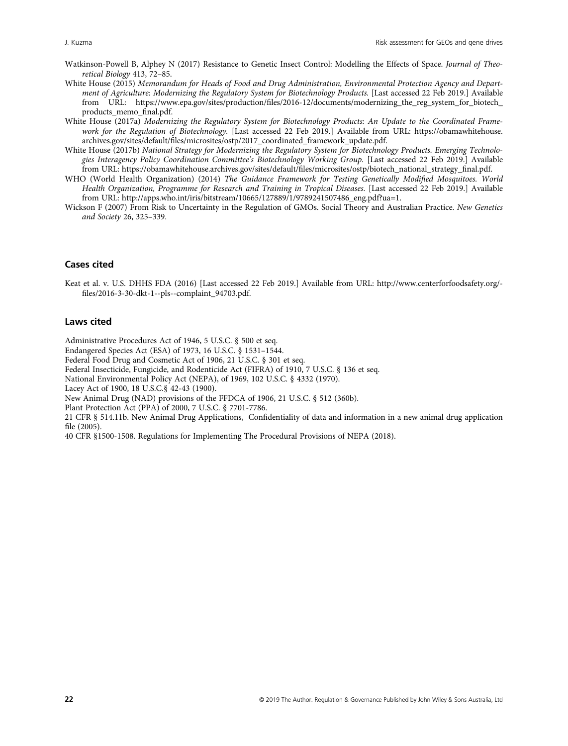Watkinson-Powell B, Alphey N (2017) Resistance to Genetic Insect Control: Modelling the Effects of Space. *Journal of Theoretical Biology* 413, 72–85.

White House (2015) *Memorandum for Heads of Food and Drug Administration, Environmental Protection Agency and Department of Agriculture: Modernizing the Regulatory System for Biotechnology Products.* [Last accessed 22 Feb 2019.] Available from URL: https://www.epa.gov/sites/production/files/2016-12/documents/modernizing_the_reg_system_for_biotech_products_memo_final.pdf.

White House (2017a) *Modernizing the Regulatory System for Biotechnology Products: An Update to the Coordinated Framework for the Regulation of Biotechnology.* [Last accessed 22 Feb 2019.] Available from URL: https://obamawhitehouse.archives.gov/sites/default/files/microsites/ostp/2017_coordinated_framework_update.pdf.

White House (2017b) *National Strategy for Modernizing the Regulatory System for Biotechnology Products. Emerging Technologies Interagency Policy Coordination Committee's Biotechnology Working Group.* [Last accessed 22 Feb 2019.] Available from URL: https://obamawhitehouse.archives.gov/sites/default/files/microsites/ostp/biotech_national_strategy_final.pdf.

WHO (World Health Organization) (2014) *The Guidance Framework for Testing Genetically Modified Mosquitoes. World Health Organization, Programme for Research and Training in Tropical Diseases.* [Last accessed 22 Feb 2019.] Available from URL: http://apps.who.int/iris/bitstream/10665/127889/1/9789241507486_eng.pdf?ua=1.

Wickson F (2007) From Risk to Uncertainty in the Regulation of GMOs. Social Theory and Australian Practice. *New Genetics and Society* 26, 325–339.

## Cases cited

Keat et al. v. U.S. DHHS FDA (2016) [Last accessed 22 Feb 2019.] Available from URL: http://www.centerforfoodsafety.org/-files/2016-3-30-dkt-1--pls--complaint_94703.pdf.

## Laws cited

Administrative Procedures Act of 1946, 5 U.S.C. § 500 et seq.

Endangered Species Act (ESA) of 1973, 16 U.S.C. § 1531–1544.

Federal Food Drug and Cosmetic Act of 1906, 21 U.S.C. § 301 et seq.

Federal Insecticide, Fungicide, and Rodenticide Act (FIFRA) of 1910, 7 U.S.C. § 136 et seq.

National Environmental Policy Act (NEPA), of 1969, 102 U.S.C. § 4332 (1970).

Lacey Act of 1900, 18 U.S.C.§ 42-43 (1900).

New Animal Drug (NAD) provisions of the FFDCA of 1906, 21 U.S.C. § 512 (360b).

Plant Protection Act (PPA) of 2000, 7 U.S.C. § 7701-7786.

21 CFR § 514.11b. New Animal Drug Applications, Confidentiality of data and information in a new animal drug application file (2005).

40 CFR §1500-1508. Regulations for Implementing The Procedural Provisions of NEPA (2018).